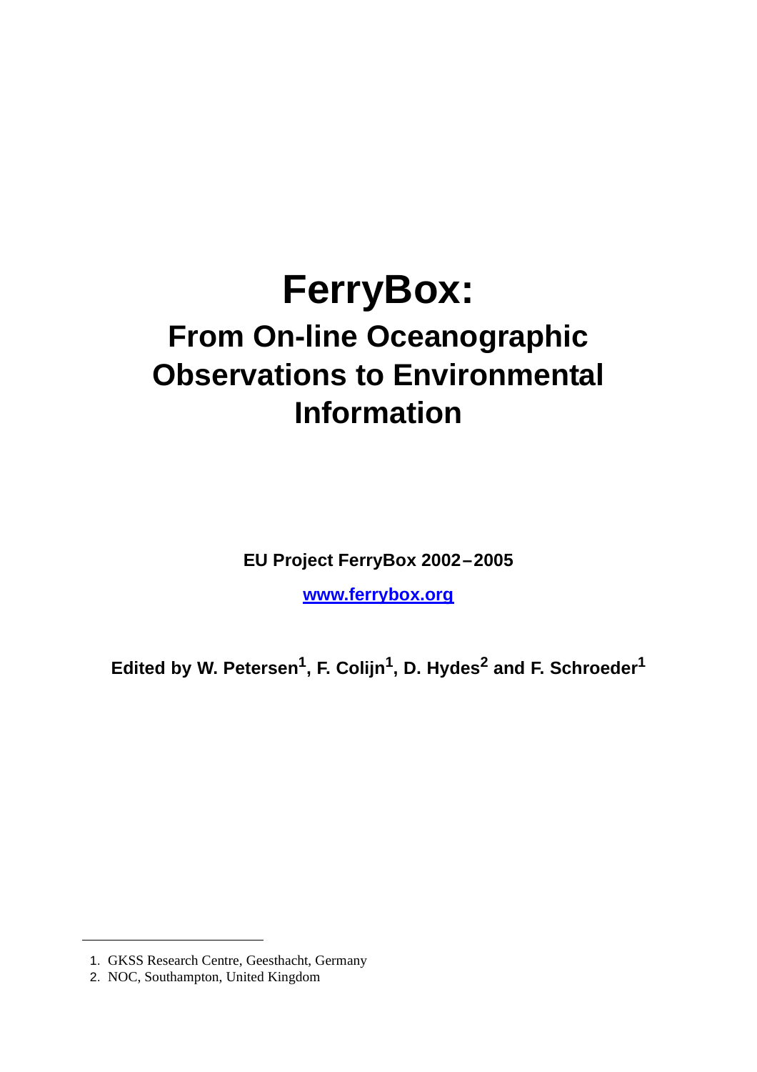# FerryBox:

## From On-line Oceanographic Observations to Environmental Information

**EU Project FerryBox 2002–2005**

**www.ferrybox.org**

**Edited by W. Petersen[1], F. Colijn[1], D. Hydes[2] and F. Schroeder[1]**

1. GKSS Research Centre, Geesthacht, Germany
2. NOC, Southampton, United Kingdom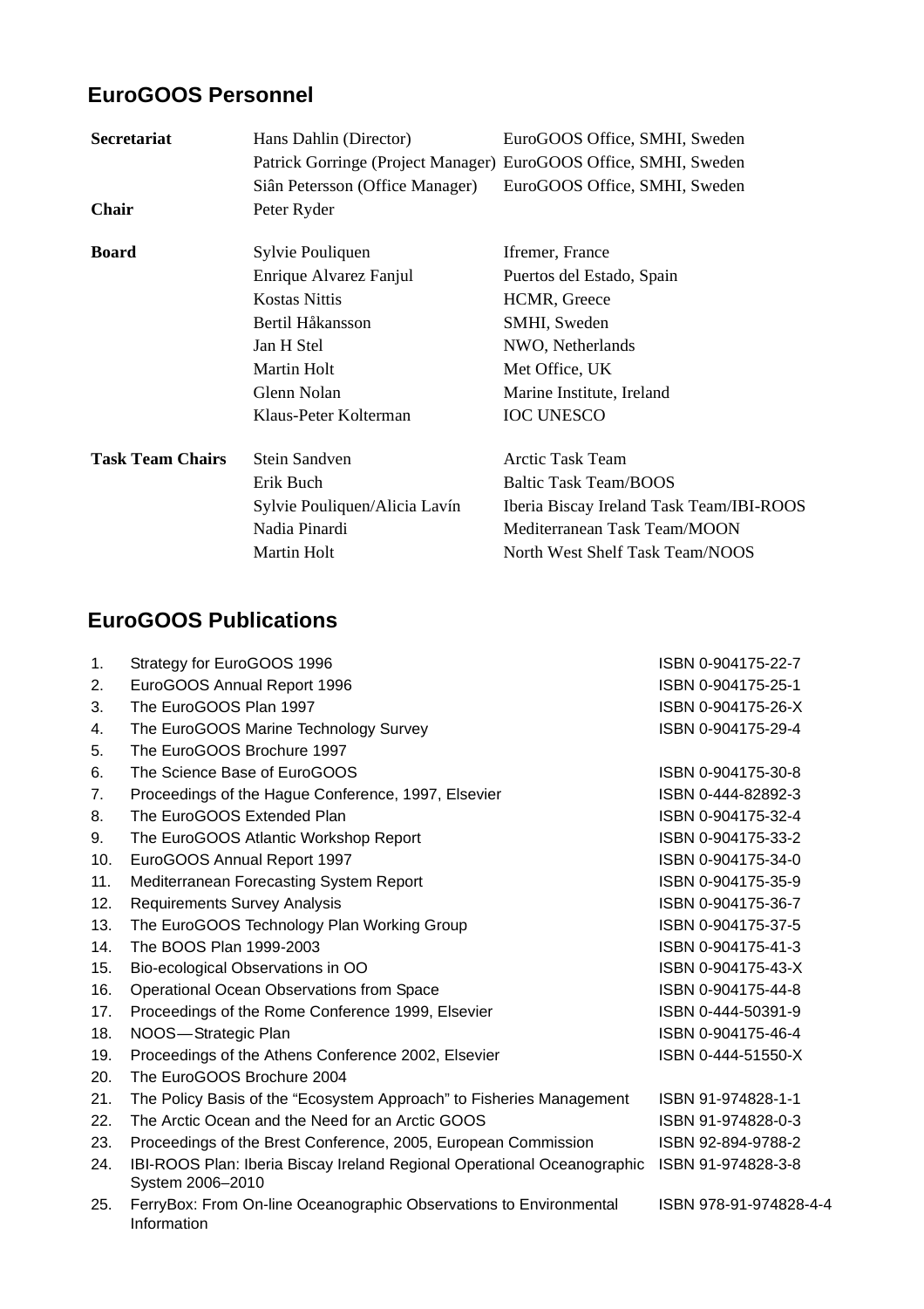## EuroGOOS Personnel

| | | |
|---|---|---|
| **Secretariat** | Hans Dahlin (Director) | EuroGOOS Office, SMHI, Sweden |
| | Patrick Gorringe (Project Manager) | EuroGOOS Office, SMHI, Sweden |
| | Siân Petersson (Office Manager) | EuroGOOS Office, SMHI, Sweden |
| **Chair** | Peter Ryder | |
| **Board** | Sylvie Pouliquen | Ifremer, France |
| | Enrique Alvarez Fanjul | Puertos del Estado, Spain |
| | Kostas Nittis | HCMR, Greece |
| | Bertil Håkansson | SMHI, Sweden |
| | Jan H Stel | NWO, Netherlands |
| | Martin Holt | Met Office, UK |
| | Glenn Nolan | Marine Institute, Ireland |
| | Klaus-Peter Kolterman | IOC UNESCO |
| **Task Team Chairs** | Stein Sandven | Arctic Task Team |
| | Erik Buch | Baltic Task Team/BOOS |
| | Sylvie Pouliquen/Alicia Lavín | Iberia Biscay Ireland Task Team/IBI-ROOS |
| | Nadia Pinardi | Mediterranean Task Team/MOON |
| | Martin Holt | North West Shelf Task Team/NOOS |

## EuroGOOS Publications

| No. | Title | ISBN |
|---|---|---|
| 1. | Strategy for EuroGOOS 1996 | ISBN 0-904175-22-7 |
| 2. | EuroGOOS Annual Report 1996 | ISBN 0-904175-25-1 |
| 3. | The EuroGOOS Plan 1997 | ISBN 0-904175-26-X |
| 4. | The EuroGOOS Marine Technology Survey | ISBN 0-904175-29-4 |
| 5. | The EuroGOOS Brochure 1997 | |
| 6. | The Science Base of EuroGOOS | ISBN 0-904175-30-8 |
| 7. | Proceedings of the Hague Conference, 1997, Elsevier | ISBN 0-444-82892-3 |
| 8. | The EuroGOOS Extended Plan | ISBN 0-904175-32-4 |
| 9. | The EuroGOOS Atlantic Workshop Report | ISBN 0-904175-33-2 |
| 10. | EuroGOOS Annual Report 1997 | ISBN 0-904175-34-0 |
| 11. | Mediterranean Forecasting System Report | ISBN 0-904175-35-9 |
| 12. | Requirements Survey Analysis | ISBN 0-904175-36-7 |
| 13. | The EuroGOOS Technology Plan Working Group | ISBN 0-904175-37-5 |
| 14. | The BOOS Plan 1999-2003 | ISBN 0-904175-41-3 |
| 15. | Bio-ecological Observations in OO | ISBN 0-904175-43-X |
| 16. | Operational Ocean Observations from Space | ISBN 0-904175-44-8 |
| 17. | Proceedings of the Rome Conference 1999, Elsevier | ISBN 0-444-50391-9 |
| 18. | NOOS—Strategic Plan | ISBN 0-904175-46-4 |
| 19. | Proceedings of the Athens Conference 2002, Elsevier | ISBN 0-444-51550-X |
| 20. | The EuroGOOS Brochure 2004 | |
| 21. | The Policy Basis of the "Ecosystem Approach" to Fisheries Management | ISBN 91-974828-1-1 |
| 22. | The Arctic Ocean and the Need for an Arctic GOOS | ISBN 91-974828-0-3 |
| 23. | Proceedings of the Brest Conference, 2005, European Commission | ISBN 92-894-9788-2 |
| 24. | IBI-ROOS Plan: Iberia Biscay Ireland Regional Operational Oceanographic System 2006–2010 | ISBN 91-974828-3-8 |
| 25. | FerryBox: From On-line Oceanographic Observations to Environmental Information | ISBN 978-91-974828-4-4 |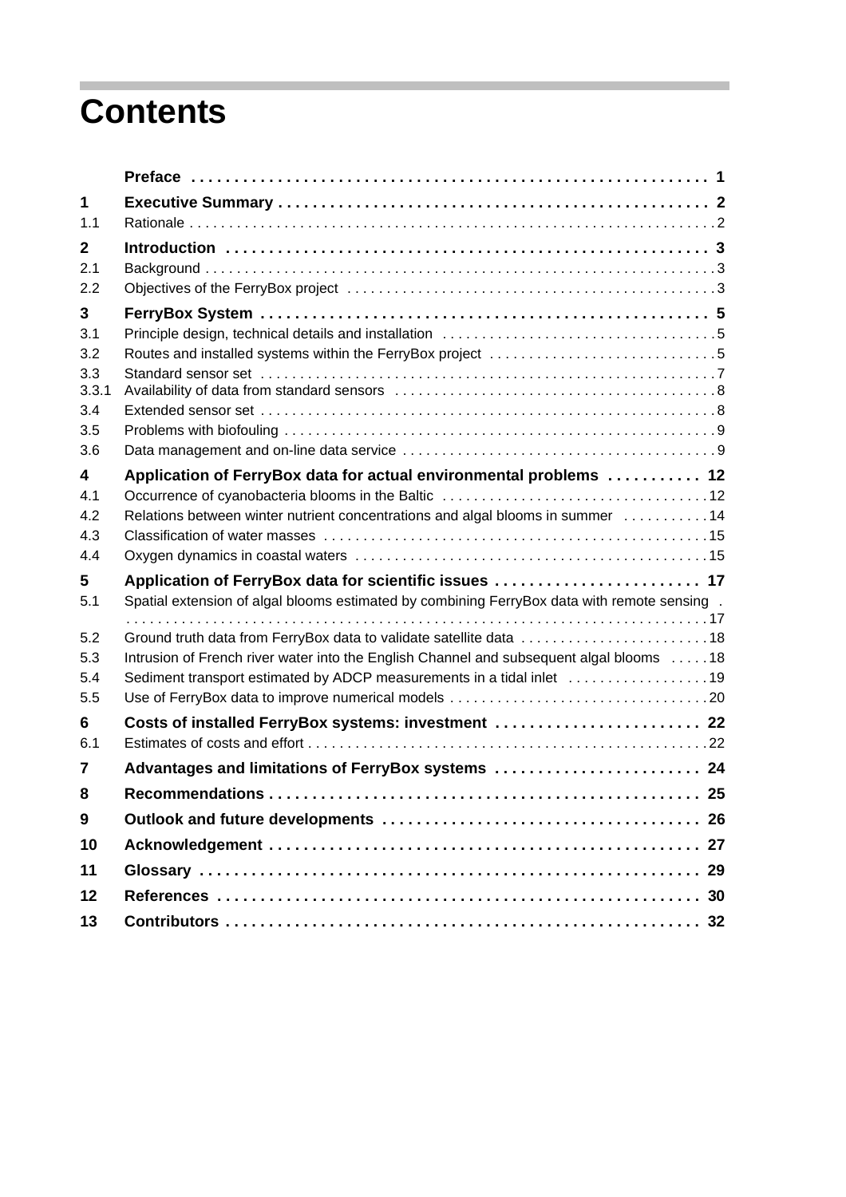# Contents

| | | |
|---|---|---|
| | **Preface** | **1** |
| **1** | **Executive Summary** | **2** |
| 1.1 | Rationale | 2 |
| **2** | **Introduction** | **3** |
| 2.1 | Background | 3 |
| 2.2 | Objectives of the FerryBox project | 3 |
| **3** | **FerryBox System** | **5** |
| 3.1 | Principle design, technical details and installation | 5 |
| 3.2 | Routes and installed systems within the FerryBox project | 5 |
| 3.3 | Standard sensor set | 7 |
| 3.3.1 | Availability of data from standard sensors | 8 |
| 3.4 | Extended sensor set | 8 |
| 3.5 | Problems with biofouling | 9 |
| 3.6 | Data management and on-line data service | 9 |
| **4** | **Application of FerryBox data for actual environmental problems** | **12** |
| 4.1 | Occurrence of cyanobacteria blooms in the Baltic | 12 |
| 4.2 | Relations between winter nutrient concentrations and algal blooms in summer | 14 |
| 4.3 | Classification of water masses | 15 |
| 4.4 | Oxygen dynamics in coastal waters | 15 |
| **5** | **Application of FerryBox data for scientific issues** | **17** |
| 5.1 | Spatial extension of algal blooms estimated by combining FerryBox data with remote sensing | 17 |
| 5.2 | Ground truth data from FerryBox data to validate satellite data | 18 |
| 5.3 | Intrusion of French river water into the English Channel and subsequent algal blooms | 18 |
| 5.4 | Sediment transport estimated by ADCP measurements in a tidal inlet | 19 |
| 5.5 | Use of FerryBox data to improve numerical models | 20 |
| **6** | **Costs of installed FerryBox systems: investment** | **22** |
| 6.1 | Estimates of costs and effort | 22 |
| **7** | **Advantages and limitations of FerryBox systems** | **24** |
| **8** | **Recommendations** | **25** |
| **9** | **Outlook and future developments** | **26** |
| **10** | **Acknowledgement** | **27** |
| **11** | **Glossary** | **29** |
| **12** | **References** | **30** |
| **13** | **Contributors** | **32** |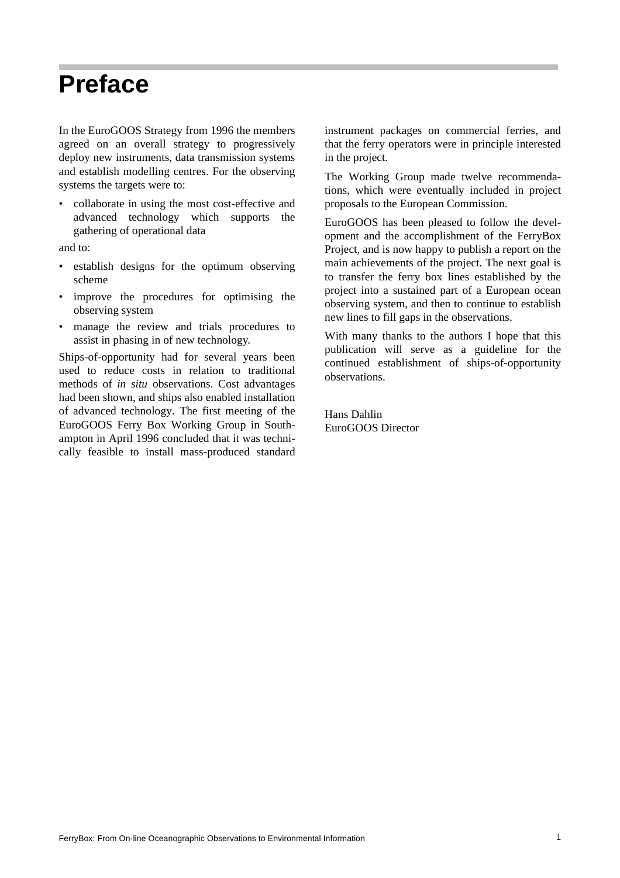# Preface

In the EuroGOOS Strategy from 1996 the members agreed on an overall strategy to progressively deploy new instruments, data transmission systems and establish modelling centres. For the observing systems the targets were to:

- collaborate in using the most cost-effective and advanced technology which supports the gathering of operational data

and to:

- establish designs for the optimum observing scheme
- improve the procedures for optimising the observing system
- manage the review and trials procedures to assist in phasing in of new technology.

Ships-of-opportunity had for several years been used to reduce costs in relation to traditional methods of *in situ* observations. Cost advantages had been shown, and ships also enabled installation of advanced technology. The first meeting of the EuroGOOS Ferry Box Working Group in Southampton in April 1996 concluded that it was technically feasible to install mass-produced standard instrument packages on commercial ferries, and that the ferry operators were in principle interested in the project.

The Working Group made twelve recommendations, which were eventually included in project proposals to the European Commission.

EuroGOOS has been pleased to follow the development and the accomplishment of the FerryBox Project, and is now happy to publish a report on the main achievements of the project. The next goal is to transfer the ferry box lines established by the project into a sustained part of a European ocean observing system, and then to continue to establish new lines to fill gaps in the observations.

With many thanks to the authors I hope that this publication will serve as a guideline for the continued establishment of ships-of-opportunity observations.

Hans Dahlin
EuroGOOS Director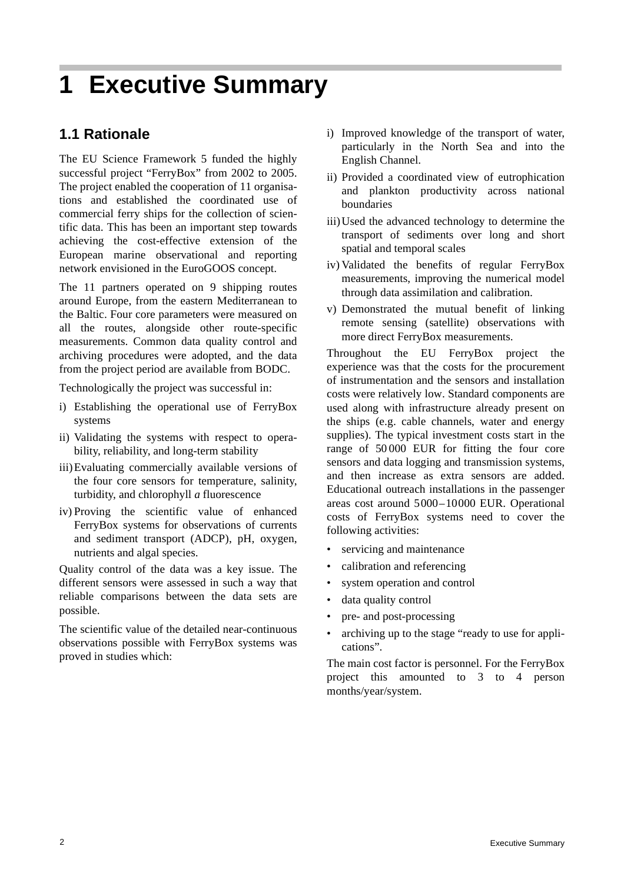# 1 Executive Summary

## 1.1 Rationale

The EU Science Framework 5 funded the highly successful project "FerryBox" from 2002 to 2005. The project enabled the cooperation of 11 organisations and established the coordinated use of commercial ferry ships for the collection of scientific data. This has been an important step towards achieving the cost-effective extension of the European marine observational and reporting network envisioned in the EuroGOOS concept.

The 11 partners operated on 9 shipping routes around Europe, from the eastern Mediterranean to the Baltic. Four core parameters were measured on all the routes, alongside other route-specific measurements. Common data quality control and archiving procedures were adopted, and the data from the project period are available from BODC.

Technologically the project was successful in:

i) Establishing the operational use of FerryBox systems
ii) Validating the systems with respect to operability, reliability, and long-term stability
iii) Evaluating commercially available versions of the four core sensors for temperature, salinity, turbidity, and chlorophyll *a* fluorescence
iv) Proving the scientific value of enhanced FerryBox systems for observations of currents and sediment transport (ADCP), pH, oxygen, nutrients and algal species.

Quality control of the data was a key issue. The different sensors were assessed in such a way that reliable comparisons between the data sets are possible.

The scientific value of the detailed near-continuous observations possible with FerryBox systems was proved in studies which:

i) Improved knowledge of the transport of water, particularly in the North Sea and into the English Channel.
ii) Provided a coordinated view of eutrophication and plankton productivity across national boundaries
iii) Used the advanced technology to determine the transport of sediments over long and short spatial and temporal scales
iv) Validated the benefits of regular FerryBox measurements, improving the numerical model through data assimilation and calibration.
v) Demonstrated the mutual benefit of linking remote sensing (satellite) observations with more direct FerryBox measurements.

Throughout the EU FerryBox project the experience was that the costs for the procurement of instrumentation and the sensors and installation costs were relatively low. Standard components are used along with infrastructure already present on the ships (e.g. cable channels, water and energy supplies). The typical investment costs start in the range of 50 000 EUR for fitting the four core sensors and data logging and transmission systems, and then increase as extra sensors are added. Educational outreach installations in the passenger areas cost around 5000 – 10000 EUR. Operational costs of FerryBox systems need to cover the following activities:

- servicing and maintenance
- calibration and referencing
- system operation and control
- data quality control
- pre- and post-processing
- archiving up to the stage "ready to use for applications".

The main cost factor is personnel. For the FerryBox project this amounted to 3 to 4 person months/year/system.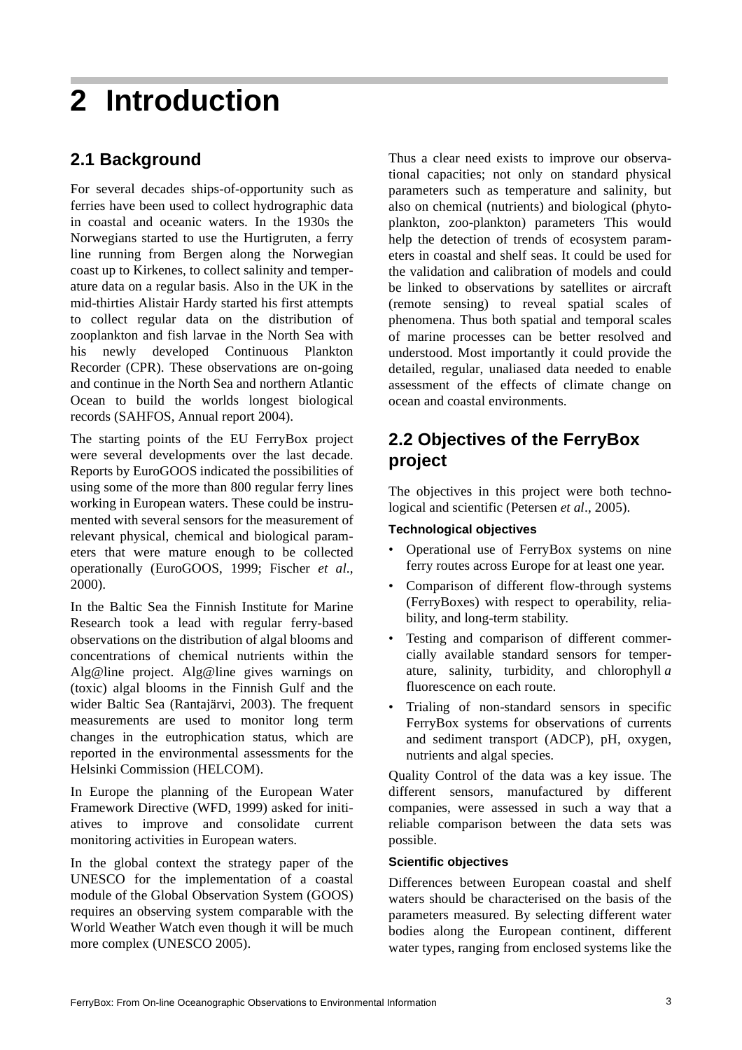# 2 Introduction

## 2.1 Background

For several decades ships-of-opportunity such as ferries have been used to collect hydrographic data in coastal and oceanic waters. In the 1930s the Norwegians started to use the Hurtigruten, a ferry line running from Bergen along the Norwegian coast up to Kirkenes, to collect salinity and temperature data on a regular basis. Also in the UK in the mid-thirties Alistair Hardy started his first attempts to collect regular data on the distribution of zooplankton and fish larvae in the North Sea with his newly developed Continuous Plankton Recorder (CPR). These observations are on-going and continue in the North Sea and northern Atlantic Ocean to build the worlds longest biological records (SAHFOS, Annual report 2004).

The starting points of the EU FerryBox project were several developments over the last decade. Reports by EuroGOOS indicated the possibilities of using some of the more than 800 regular ferry lines working in European waters. These could be instrumented with several sensors for the measurement of relevant physical, chemical and biological parameters that were mature enough to be collected operationally (EuroGOOS, 1999; Fischer *et al*., 2000).

In the Baltic Sea the Finnish Institute for Marine Research took a lead with regular ferry-based observations on the distribution of algal blooms and concentrations of chemical nutrients within the Alg@line project. Alg@line gives warnings on (toxic) algal blooms in the Finnish Gulf and the wider Baltic Sea (Rantajärvi, 2003). The frequent measurements are used to monitor long term changes in the eutrophication status, which are reported in the environmental assessments for the Helsinki Commission (HELCOM).

In Europe the planning of the European Water Framework Directive (WFD, 1999) asked for initiatives to improve and consolidate current monitoring activities in European waters.

In the global context the strategy paper of the UNESCO for the implementation of a coastal module of the Global Observation System (GOOS) requires an observing system comparable with the World Weather Watch even though it will be much more complex (UNESCO 2005).

Thus a clear need exists to improve our observational capacities; not only on standard physical parameters such as temperature and salinity, but also on chemical (nutrients) and biological (phytoplankton, zoo-plankton) parameters This would help the detection of trends of ecosystem parameters in coastal and shelf seas. It could be used for the validation and calibration of models and could be linked to observations by satellites or aircraft (remote sensing) to reveal spatial scales of phenomena. Thus both spatial and temporal scales of marine processes can be better resolved and understood. Most importantly it could provide the detailed, regular, unaliased data needed to enable assessment of the effects of climate change on ocean and coastal environments.

## 2.2 Objectives of the FerryBox project

The objectives in this project were both technological and scientific (Petersen *et al*., 2005).

#### Technological objectives

- Operational use of FerryBox systems on nine ferry routes across Europe for at least one year.
- Comparison of different flow-through systems (FerryBoxes) with respect to operability, reliability, and long-term stability.
- Testing and comparison of different commercially available standard sensors for temperature, salinity, turbidity, and chlorophyll *a* fluorescence on each route.
- Trialing of non-standard sensors in specific FerryBox systems for observations of currents and sediment transport (ADCP), pH, oxygen, nutrients and algal species.

Quality Control of the data was a key issue. The different sensors, manufactured by different companies, were assessed in such a way that a reliable comparison between the data sets was possible.

#### Scientific objectives

Differences between European coastal and shelf waters should be characterised on the basis of the parameters measured. By selecting different water bodies along the European continent, different water types, ranging from enclosed systems like the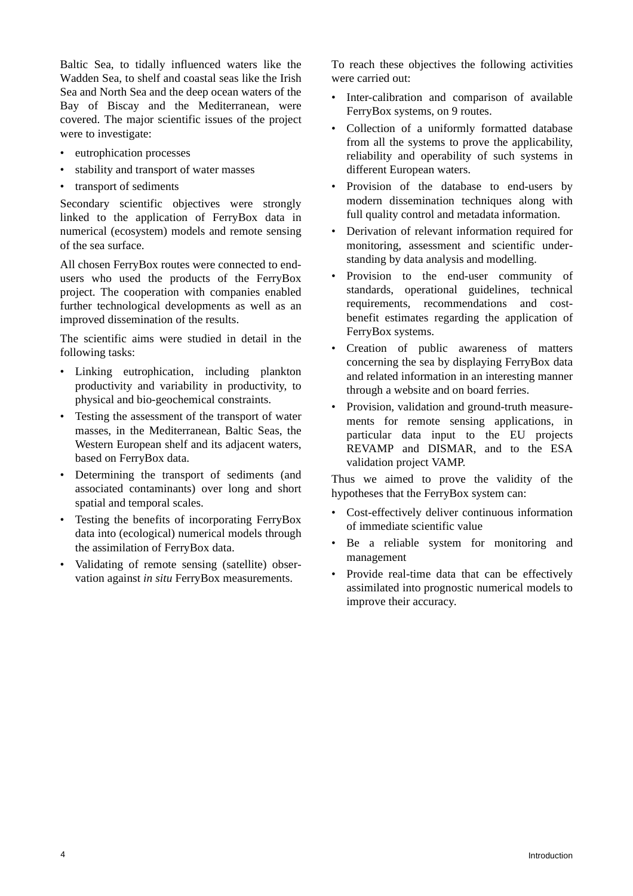Baltic Sea, to tidally influenced waters like the Wadden Sea, to shelf and coastal seas like the Irish Sea and North Sea and the deep ocean waters of the Bay of Biscay and the Mediterranean, were covered. The major scientific issues of the project were to investigate:

- eutrophication processes
- stability and transport of water masses
- transport of sediments

Secondary scientific objectives were strongly linked to the application of FerryBox data in numerical (ecosystem) models and remote sensing of the sea surface.

All chosen FerryBox routes were connected to end-users who used the products of the FerryBox project. The cooperation with companies enabled further technological developments as well as an improved dissemination of the results.

The scientific aims were studied in detail in the following tasks:

- Linking eutrophication, including plankton productivity and variability in productivity, to physical and bio-geochemical constraints.
- Testing the assessment of the transport of water masses, in the Mediterranean, Baltic Seas, the Western European shelf and its adjacent waters, based on FerryBox data.
- Determining the transport of sediments (and associated contaminants) over long and short spatial and temporal scales.
- Testing the benefits of incorporating FerryBox data into (ecological) numerical models through the assimilation of FerryBox data.
- Validating of remote sensing (satellite) observation against *in situ* FerryBox measurements.

To reach these objectives the following activities were carried out:

- Inter-calibration and comparison of available FerryBox systems, on 9 routes.
- Collection of a uniformly formatted database from all the systems to prove the applicability, reliability and operability of such systems in different European waters.
- Provision of the database to end-users by modern dissemination techniques along with full quality control and metadata information.
- Derivation of relevant information required for monitoring, assessment and scientific understanding by data analysis and modelling.
- Provision to the end-user community of standards, operational guidelines, technical requirements, recommendations and cost-benefit estimates regarding the application of FerryBox systems.
- Creation of public awareness of matters concerning the sea by displaying FerryBox data and related information in an interesting manner through a website and on board ferries.
- Provision, validation and ground-truth measurements for remote sensing applications, in particular data input to the EU projects REVAMP and DISMAR, and to the ESA validation project VAMP.

Thus we aimed to prove the validity of the hypotheses that the FerryBox system can:

- Cost-effectively deliver continuous information of immediate scientific value
- Be a reliable system for monitoring and management
- Provide real-time data that can be effectively assimilated into prognostic numerical models to improve their accuracy.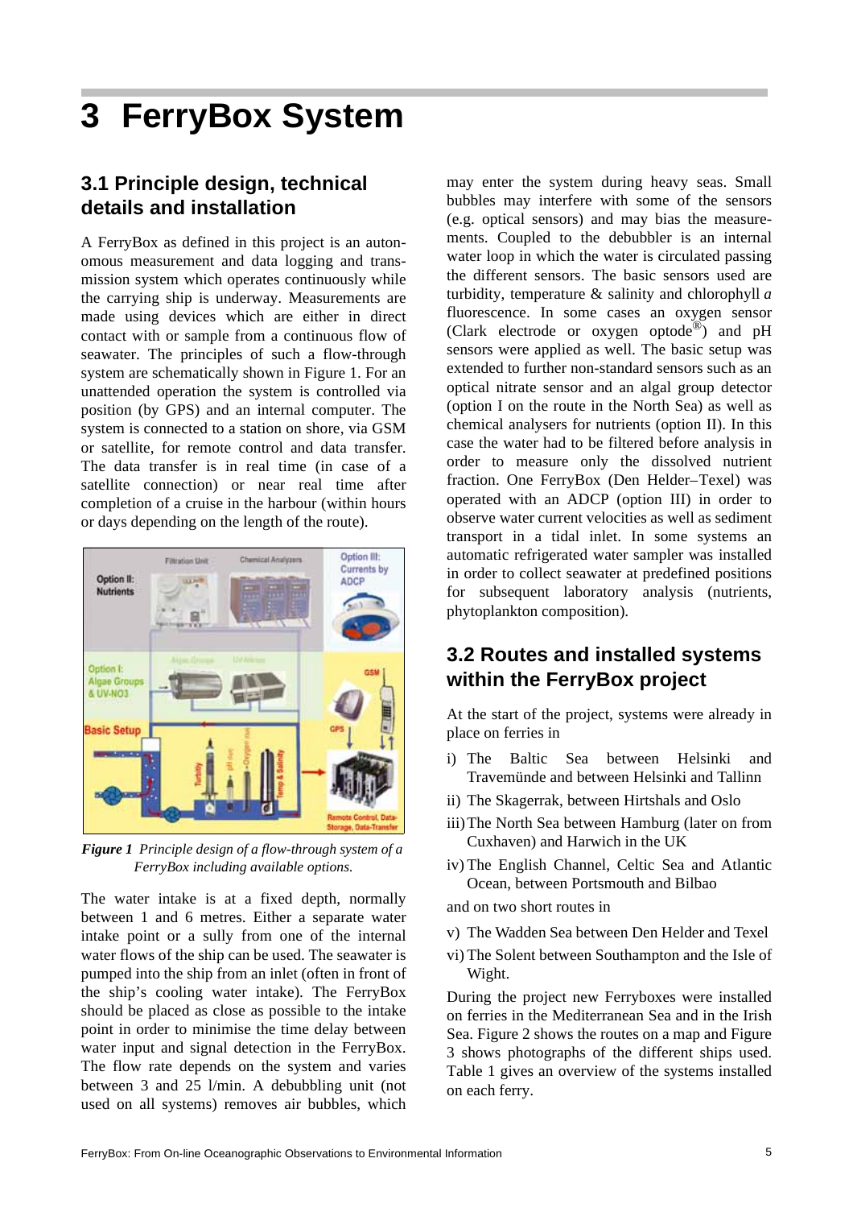# 3 FerryBox System

## 3.1 Principle design, technical details and installation

A FerryBox as defined in this project is an autonomous measurement and data logging and transmission system which operates continuously while the carrying ship is underway. Measurements are made using devices which are either in direct contact with or sample from a continuous flow of seawater. The principles of such a flow-through system are schematically shown in Figure 1. For an unattended operation the system is controlled via position (by GPS) and an internal computer. The system is connected to a station on shore, via GSM or satellite, for remote control and data transfer. The data transfer is in real time (in case of a satellite connection) or near real time after completion of a cruise in the harbour (within hours or days depending on the length of the route).

*Figure 1* *Principle design of a flow-through system of a FerryBox including available options.*

The water intake is at a fixed depth, normally between 1 and 6 metres. Either a separate water intake point or a sully from one of the internal water flows of the ship can be used. The seawater is pumped into the ship from an inlet (often in front of the ship's cooling water intake). The FerryBox should be placed as close as possible to the intake point in order to minimise the time delay between water input and signal detection in the FerryBox. The flow rate depends on the system and varies between 3 and 25 l/min. A debubbling unit (not used on all systems) removes air bubbles, which may enter the system during heavy seas. Small bubbles may interfere with some of the sensors (e.g. optical sensors) and may bias the measurements. Coupled to the debubbler is an internal water loop in which the water is circulated passing the different sensors. The basic sensors used are turbidity, temperature & salinity and chlorophyll *a* fluorescence. In some cases an oxygen sensor (Clark electrode or oxygen optode®) and pH sensors were applied as well. The basic setup was extended to further non-standard sensors such as an optical nitrate sensor and an algal group detector (option I on the route in the North Sea) as well as chemical analysers for nutrients (option II). In this case the water had to be filtered before analysis in order to measure only the dissolved nutrient fraction. One FerryBox (Den Helder–Texel) was operated with an ADCP (option III) in order to observe water current velocities as well as sediment transport in a tidal inlet. In some systems an automatic refrigerated water sampler was installed in order to collect seawater at predefined positions for subsequent laboratory analysis (nutrients, phytoplankton composition).

## 3.2 Routes and installed systems within the FerryBox project

At the start of the project, systems were already in place on ferries in

i) The Baltic Sea between Helsinki and Travemünde and between Helsinki and Tallinn
ii) The Skagerrak, between Hirtshals and Oslo
iii) The North Sea between Hamburg (later on from Cuxhaven) and Harwich in the UK
iv) The English Channel, Celtic Sea and Atlantic Ocean, between Portsmouth and Bilbao

and on two short routes in

v) The Wadden Sea between Den Helder and Texel
vi) The Solent between Southampton and the Isle of Wight.

During the project new Ferryboxes were installed on ferries in the Mediterranean Sea and in the Irish Sea. Figure 2 shows the routes on a map and Figure 3 shows photographs of the different ships used. Table 1 gives an overview of the systems installed on each ferry.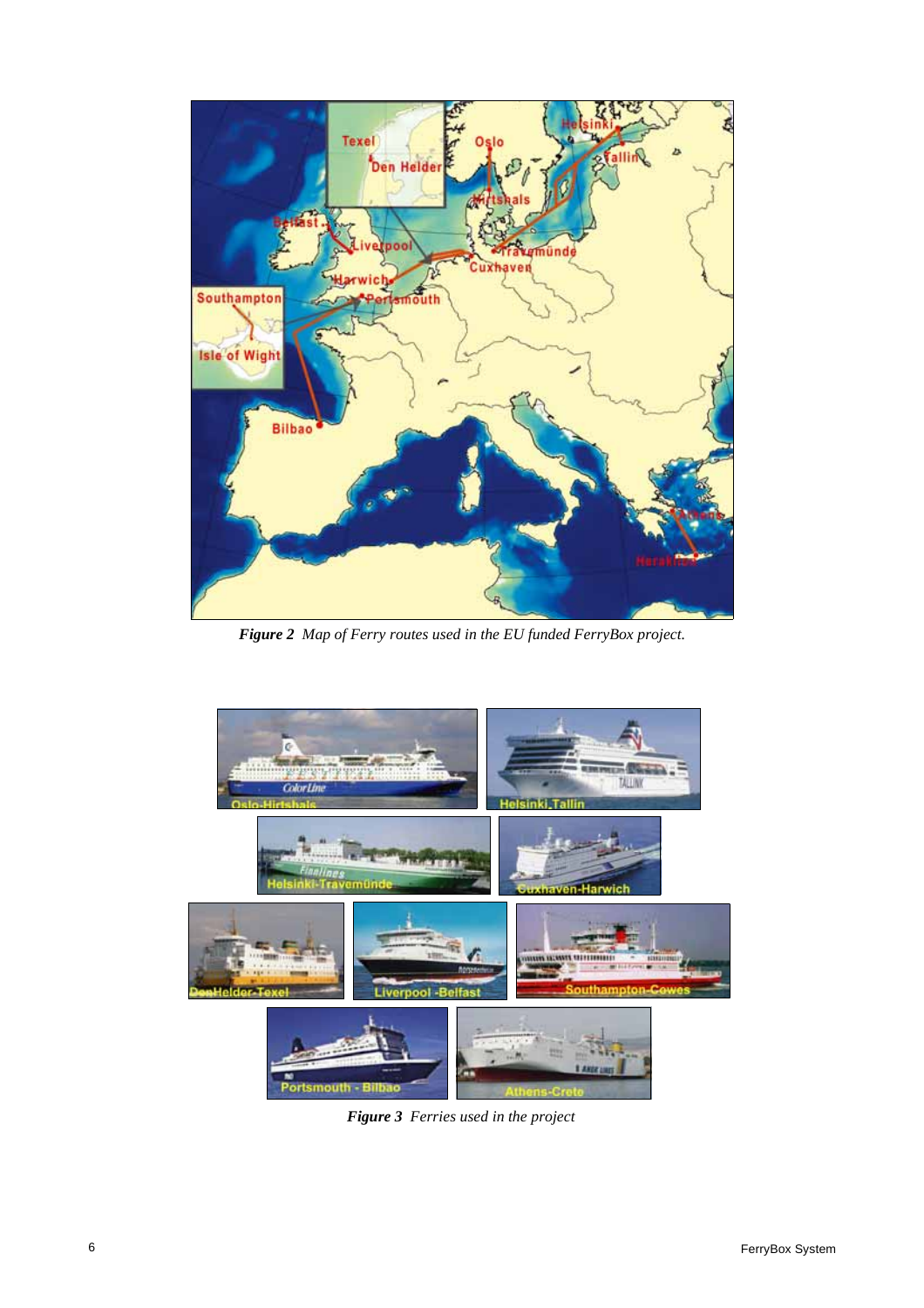***Figure 2*** *Map of Ferry routes used in the EU funded FerryBox project.*

***Figure 3*** *Ferries used in the project*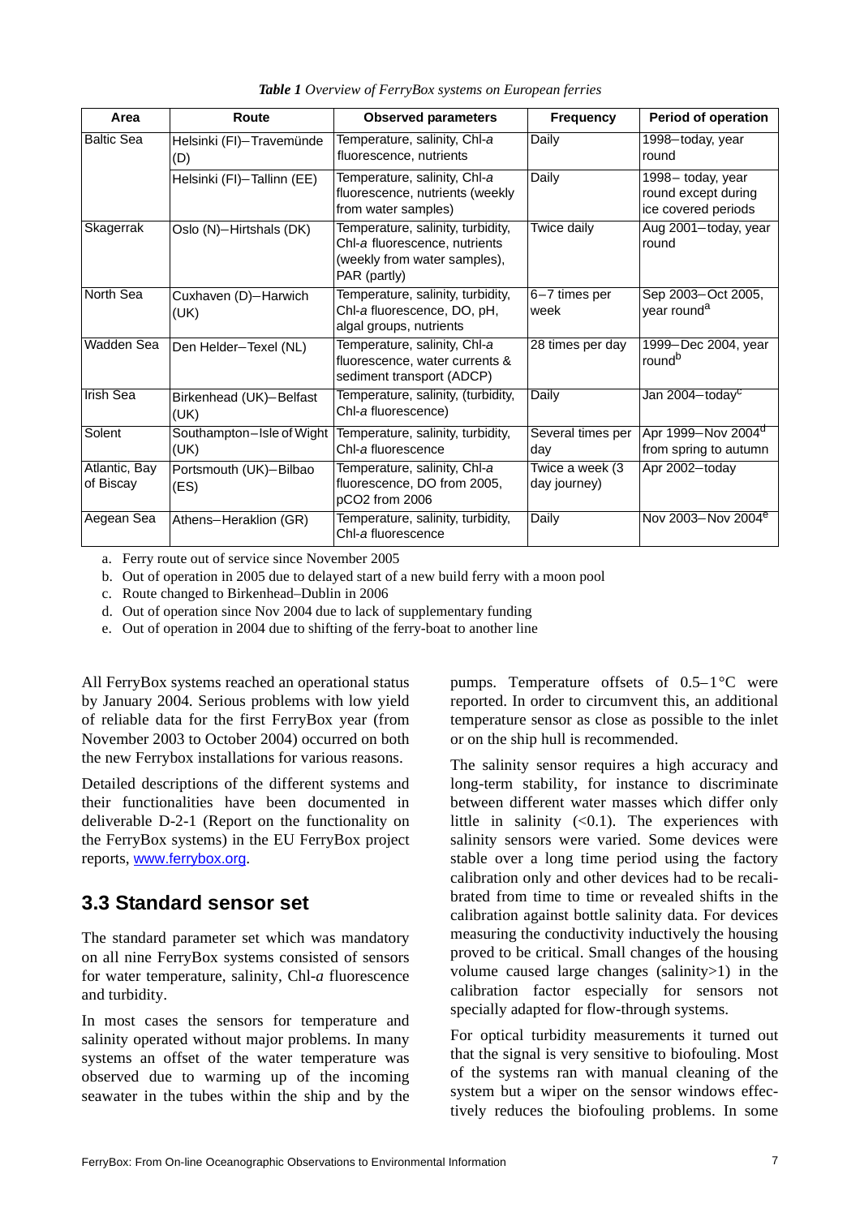*Table 1 Overview of FerryBox systems on European ferries*

| Area | Route | Observed parameters | Frequency | Period of operation |
|---|---|---|---|---|
| Baltic Sea | Helsinki (FI)–Travemünde (D) | Temperature, salinity, Chl-*a* fluorescence, nutrients | Daily | 1998–today, year round |
| | Helsinki (FI)–Tallinn (EE) | Temperature, salinity, Chl-*a* fluorescence, nutrients (weekly from water samples) | Daily | 1998– today, year round except during ice covered periods |
| Skagerrak | Oslo (N)–Hirtshals (DK) | Temperature, salinity, turbidity, Chl-*a* fluorescence, nutrients (weekly from water samples), PAR (partly) | Twice daily | Aug 2001–today, year round |
| North Sea | Cuxhaven (D)–Harwich (UK) | Temperature, salinity, turbidity, Chl-*a* fluorescence, DO, pH, algal groups, nutrients | 6–7 times per week | Sep 2003–Oct 2005, year round[a] |
| Wadden Sea | Den Helder–Texel (NL) | Temperature, salinity, Chl-*a* fluorescence, water currents & sediment transport (ADCP) | 28 times per day | 1999–Dec 2004, year round[b] |
| Irish Sea | Birkenhead (UK)–Belfast (UK) | Temperature, salinity, (turbidity, Chl-*a* fluorescence) | Daily | Jan 2004–today[c] |
| Solent | Southampton–Isle of Wight (UK) | Temperature, salinity, turbidity, Chl-*a* fluorescence | Several times per day | Apr 1999–Nov 2004[d] from spring to autumn |
| Atlantic, Bay of Biscay | Portsmouth (UK)–Bilbao (ES) | Temperature, salinity, Chl-*a* fluorescence, DO from 2005, pCO2 from 2006 | Twice a week (3 day journey) | Apr 2002–today |
| Aegean Sea | Athens–Heraklion (GR) | Temperature, salinity, turbidity, Chl-*a* fluorescence | Daily | Nov 2003–Nov 2004[e] |

a. Ferry route out of service since November 2005

b. Out of operation in 2005 due to delayed start of a new build ferry with a moon pool

c. Route changed to Birkenhead–Dublin in 2006

d. Out of operation since Nov 2004 due to lack of supplementary funding

e. Out of operation in 2004 due to shifting of the ferry-boat to another line

All FerryBox systems reached an operational status by January 2004. Serious problems with low yield of reliable data for the first FerryBox year (from November 2003 to October 2004) occurred on both the new Ferrybox installations for various reasons.

Detailed descriptions of the different systems and their functionalities have been documented in deliverable D-2-1 (Report on the functionality on the FerryBox systems) in the EU FerryBox project reports, www.ferrybox.org.

## 3.3 Standard sensor set

The standard parameter set which was mandatory on all nine FerryBox systems consisted of sensors for water temperature, salinity, Chl-*a* fluorescence and turbidity.

In most cases the sensors for temperature and salinity operated without major problems. In many systems an offset of the water temperature was observed due to warming up of the incoming seawater in the tubes within the ship and by the pumps. Temperature offsets of 0.5–1 °C were reported. In order to circumvent this, an additional temperature sensor as close as possible to the inlet or on the ship hull is recommended.

The salinity sensor requires a high accuracy and long-term stability, for instance to discriminate between different water masses which differ only little in salinity (<0.1). The experiences with salinity sensors were varied. Some devices were stable over a long time period using the factory calibration only and other devices had to be recalibrated from time to time or revealed shifts in the calibration against bottle salinity data. For devices measuring the conductivity inductively the housing proved to be critical. Small changes of the housing volume caused large changes (salinity>1) in the calibration factor especially for sensors not specially adapted for flow-through systems.

For optical turbidity measurements it turned out that the signal is very sensitive to biofouling. Most of the systems ran with manual cleaning of the system but a wiper on the sensor windows effectively reduces the biofouling problems. In some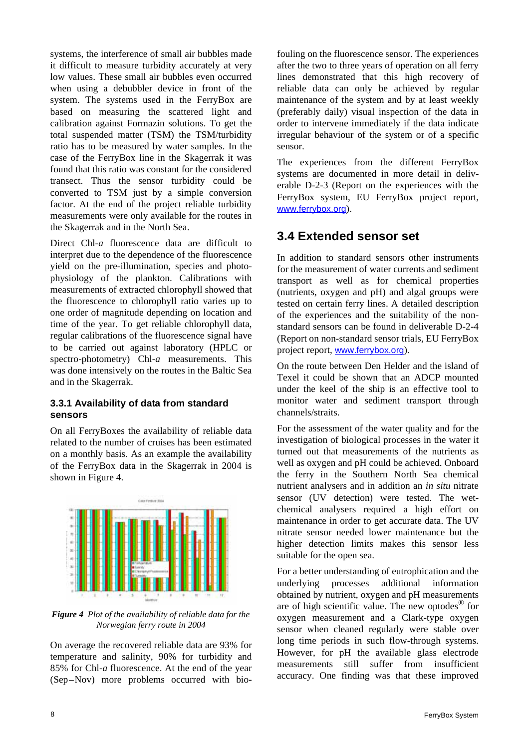systems, the interference of small air bubbles made it difficult to measure turbidity accurately at very low values. These small air bubbles even occurred when using a debubbler device in front of the system. The systems used in the FerryBox are based on measuring the scattered light and calibration against Formazin solutions. To get the total suspended matter (TSM) the TSM/turbidity ratio has to be measured by water samples. In the case of the FerryBox line in the Skagerrak it was found that this ratio was constant for the considered transect. Thus the sensor turbidity could be converted to TSM just by a simple conversion factor. At the end of the project reliable turbidity measurements were only available for the routes in the Skagerrak and in the North Sea.

Direct Chl-*a* fluorescence data are difficult to interpret due to the dependence of the fluorescence yield on the pre-illumination, species and photo-physiology of the plankton. Calibrations with measurements of extracted chlorophyll showed that the fluorescence to chlorophyll ratio varies up to one order of magnitude depending on location and time of the year. To get reliable chlorophyll data, regular calibrations of the fluorescence signal have to be carried out against laboratory (HPLC or spectro-photometry) Chl-*a* measurements. This was done intensively on the routes in the Baltic Sea and in the Skagerrak.

### 3.3.1 Availability of data from standard sensors

On all FerryBoxes the availability of reliable data related to the number of cruises has been estimated on a monthly basis. As an example the availability of the FerryBox data in the Skagerrak in 2004 is shown in Figure 4.

***Figure 4*** *Plot of the availability of reliable data for the Norwegian ferry route in 2004*

On average the recovered reliable data are 93% for temperature and salinity, 90% for turbidity and 85% for Chl-*a* fluorescence. At the end of the year (Sep–Nov) more problems occurred with bio-fouling on the fluorescence sensor. The experiences after the two to three years of operation on all ferry lines demonstrated that this high recovery of reliable data can only be achieved by regular maintenance of the system and by at least weekly (preferably daily) visual inspection of the data in order to intervene immediately if the data indicate irregular behaviour of the system or of a specific sensor.

The experiences from the different FerryBox systems are documented in more detail in deliverable D-2-3 (Report on the experiences with the FerryBox system, EU FerryBox project report, www.ferrybox.org).

## 3.4 Extended sensor set

In addition to standard sensors other instruments for the measurement of water currents and sediment transport as well as for chemical properties (nutrients, oxygen and pH) and algal groups were tested on certain ferry lines. A detailed description of the experiences and the suitability of the non-standard sensors can be found in deliverable D-2-4 (Report on non-standard sensor trials, EU FerryBox project report, www.ferrybox.org).

On the route between Den Helder and the island of Texel it could be shown that an ADCP mounted under the keel of the ship is an effective tool to monitor water and sediment transport through channels/straits.

For the assessment of the water quality and for the investigation of biological processes in the water it turned out that measurements of the nutrients as well as oxygen and pH could be achieved. Onboard the ferry in the Southern North Sea chemical nutrient analysers and in addition an *in situ* nitrate sensor (UV detection) were tested. The wet-chemical analysers required a high effort on maintenance in order to get accurate data. The UV nitrate sensor needed lower maintenance but the higher detection limits makes this sensor less suitable for the open sea.

For a better understanding of eutrophication and the underlying processes additional information obtained by nutrient, oxygen and pH measurements are of high scientific value. The new optodes® for oxygen measurement and a Clark-type oxygen sensor when cleaned regularly were stable over long time periods in such flow-through systems. However, for pH the available glass electrode measurements still suffer from insufficient accuracy. One finding was that these improved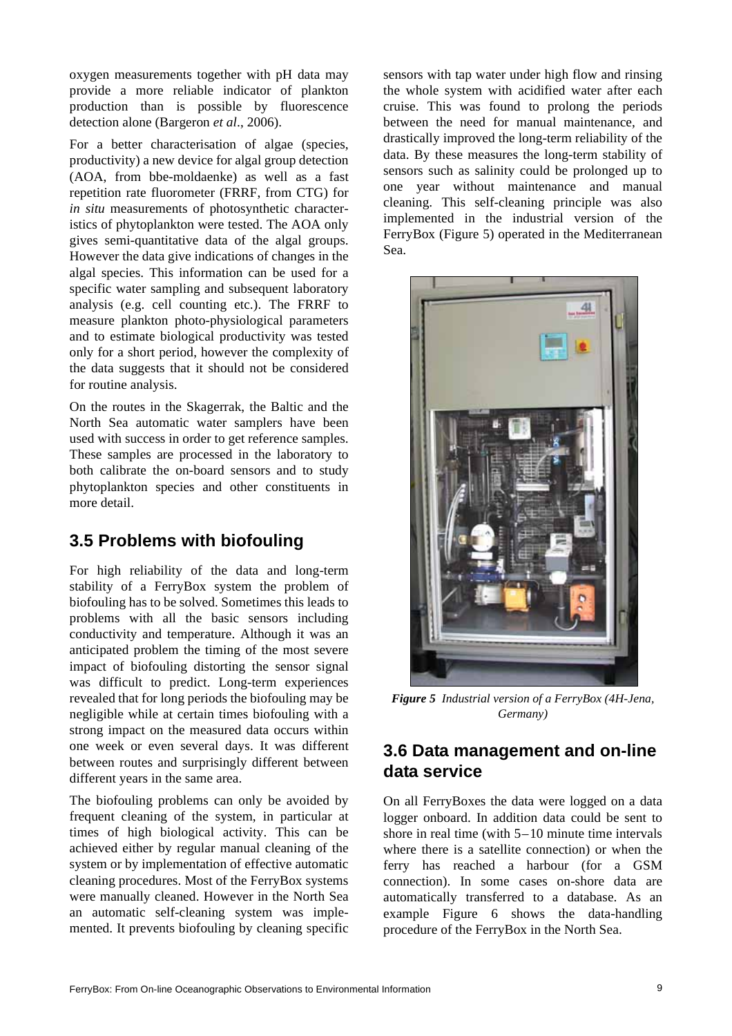oxygen measurements together with pH data may provide a more reliable indicator of plankton production than is possible by fluorescence detection alone (Bargeron *et al*., 2006).

For a better characterisation of algae (species, productivity) a new device for algal group detection (AOA, from bbe-moldaenke) as well as a fast repetition rate fluorometer (FRRF, from CTG) for *in situ* measurements of photosynthetic characteristics of phytoplankton were tested. The AOA only gives semi-quantitative data of the algal groups. However the data give indications of changes in the algal species. This information can be used for a specific water sampling and subsequent laboratory analysis (e.g. cell counting etc.). The FRRF to measure plankton photo-physiological parameters and to estimate biological productivity was tested only for a short period, however the complexity of the data suggests that it should not be considered for routine analysis.

On the routes in the Skagerrak, the Baltic and the North Sea automatic water samplers have been used with success in order to get reference samples. These samples are processed in the laboratory to both calibrate the on-board sensors and to study phytoplankton species and other constituents in more detail.

## 3.5 Problems with biofouling

For high reliability of the data and long-term stability of a FerryBox system the problem of biofouling has to be solved. Sometimes this leads to problems with all the basic sensors including conductivity and temperature. Although it was an anticipated problem the timing of the most severe impact of biofouling distorting the sensor signal was difficult to predict. Long-term experiences revealed that for long periods the biofouling may be negligible while at certain times biofouling with a strong impact on the measured data occurs within one week or even several days. It was different between routes and surprisingly different between different years in the same area.

The biofouling problems can only be avoided by frequent cleaning of the system, in particular at times of high biological activity. This can be achieved either by regular manual cleaning of the system or by implementation of effective automatic cleaning procedures. Most of the FerryBox systems were manually cleaned. However in the North Sea an automatic self-cleaning system was implemented. It prevents biofouling by cleaning specific sensors with tap water under high flow and rinsing the whole system with acidified water after each cruise. This was found to prolong the periods between the need for manual maintenance, and drastically improved the long-term reliability of the data. By these measures the long-term stability of sensors such as salinity could be prolonged up to one year without maintenance and manual cleaning. This self-cleaning principle was also implemented in the industrial version of the FerryBox (Figure 5) operated in the Mediterranean Sea.

***Figure 5*** *Industrial version of a FerryBox (4H-Jena, Germany)*

## 3.6 Data management and on-line data service

On all FerryBoxes the data were logged on a data logger onboard. In addition data could be sent to shore in real time (with 5–10 minute time intervals where there is a satellite connection) or when the ferry has reached a harbour (for a GSM connection). In some cases on-shore data are automatically transferred to a database. As an example Figure 6 shows the data-handling procedure of the FerryBox in the North Sea.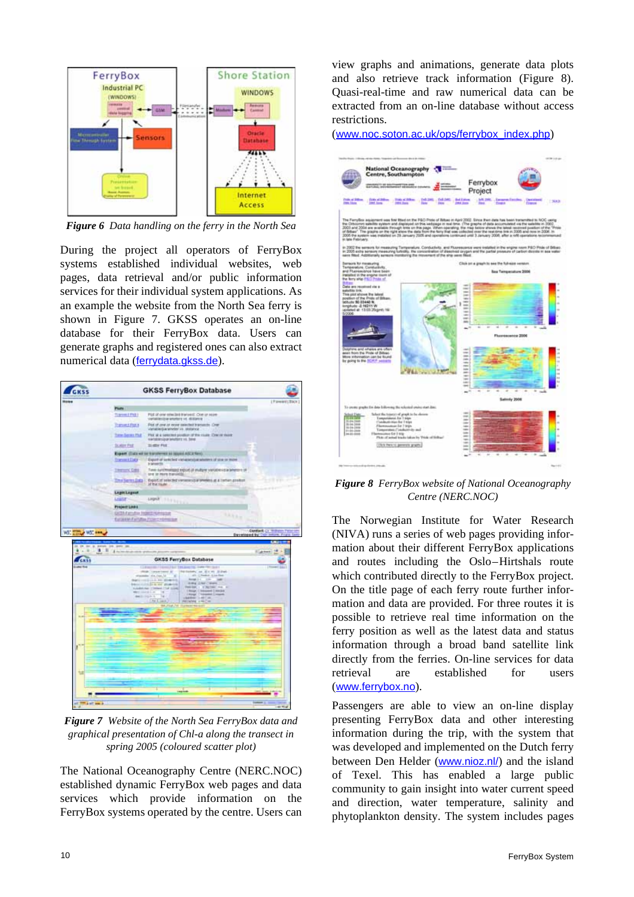*Figure 6 Data handling on the ferry in the North Sea*

During the project all operators of FerryBox systems established individual websites, web pages, data retrieval and/or public information services for their individual system applications. As an example the website from the North Sea ferry is shown in Figure 7. GKSS operates an on-line database for their FerryBox data. Users can generate graphs and registered ones can also extract numerical data (ferrydata.gkss.de).

*Figure 7 Website of the North Sea FerryBox data and graphical presentation of Chl-a along the transect in spring 2005 (coloured scatter plot)*

The National Oceanography Centre (NERC.NOC) established dynamic FerryBox web pages and data services which provide information on the FerryBox systems operated by the centre. Users can view graphs and animations, generate data plots and also retrieve track information (Figure 8). Quasi-real-time and raw numerical data can be extracted from an on-line database without access restrictions.
(www.noc.soton.ac.uk/ops/ferrybox_index.php)

*Figure 8 FerryBox website of National Oceanography Centre (NERC.NOC)*

The Norwegian Institute for Water Research (NIVA) runs a series of web pages providing information about their different FerryBox applications and routes including the Oslo–Hirtshals route which contributed directly to the FerryBox project. On the title page of each ferry route further information and data are provided. For three routes it is possible to retrieve real time information on the ferry position as well as the latest data and status information through a broad band satellite link directly from the ferries. On-line services for data retrieval are established for users (www.ferrybox.no).

Passengers are able to view an on-line display presenting FerryBox data and other interesting information during the trip, with the system that was developed and implemented on the Dutch ferry between Den Helder (www.nioz.nl/) and the island of Texel. This has enabled a large public community to gain insight into water current speed and direction, water temperature, salinity and phytoplankton density. The system includes pages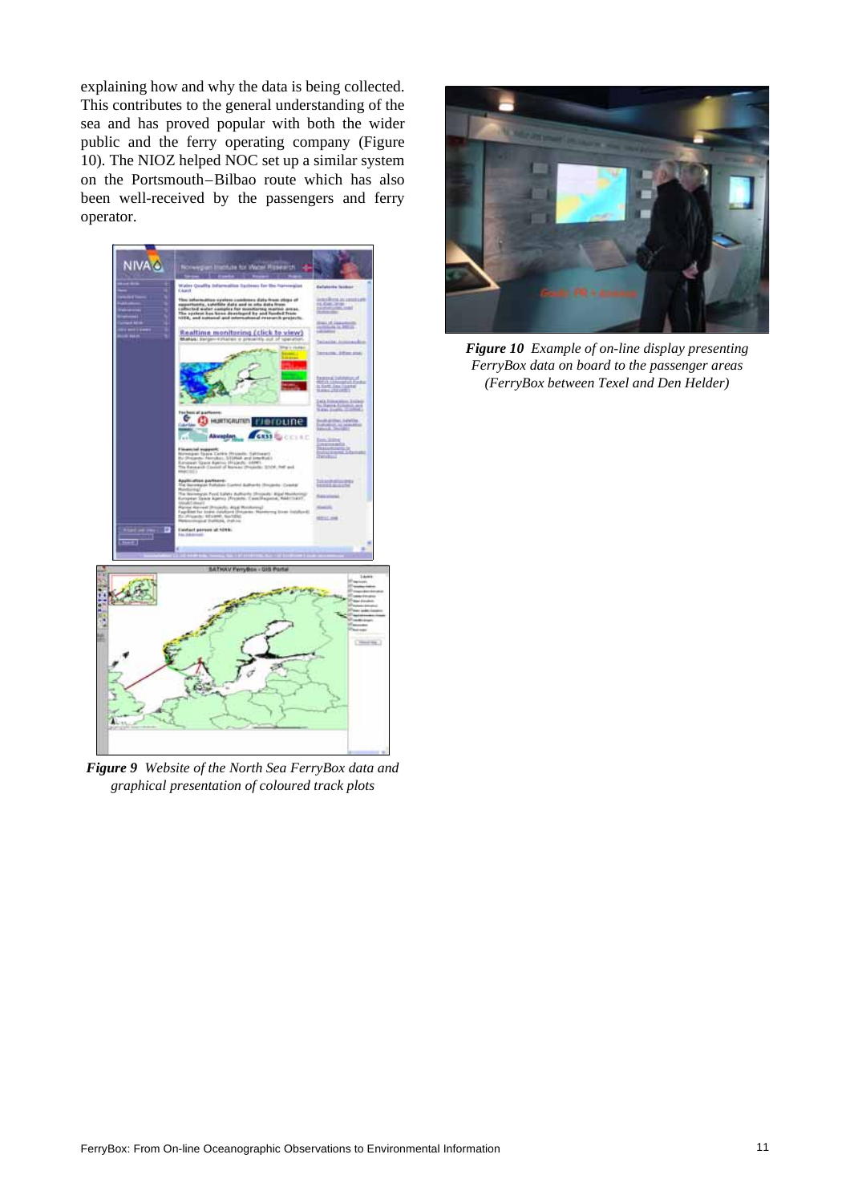explaining how and why the data is being collected. This contributes to the general understanding of the sea and has proved popular with both the wider public and the ferry operating company (Figure 10). The NIOZ helped NOC set up a similar system on the Portsmouth–Bilbao route which has also been well-received by the passengers and ferry operator.

***Figure 9*** *Website of the North Sea FerryBox data and graphical presentation of coloured track plots*

***Figure 10*** *Example of on-line display presenting FerryBox data on board to the passenger areas (FerryBox between Texel and Den Helder)*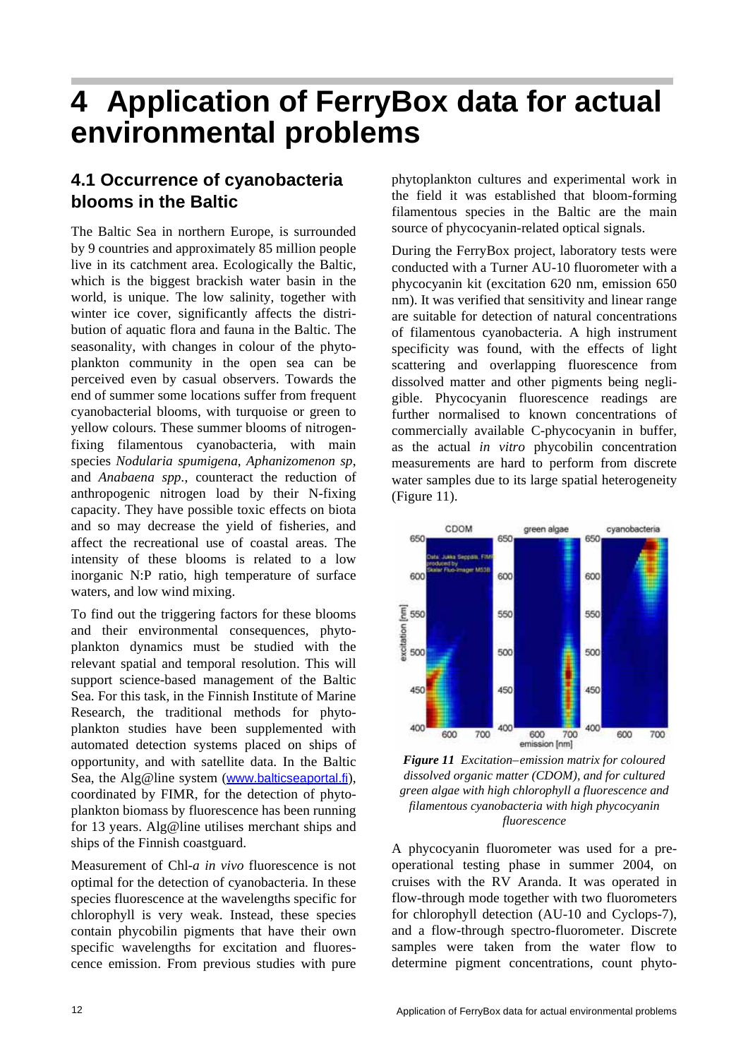# 4 Application of FerryBox data for actual environmental problems

## 4.1 Occurrence of cyanobacteria blooms in the Baltic

The Baltic Sea in northern Europe, is surrounded by 9 countries and approximately 85 million people live in its catchment area. Ecologically the Baltic, which is the biggest brackish water basin in the world, is unique. The low salinity, together with winter ice cover, significantly affects the distribution of aquatic flora and fauna in the Baltic. The seasonality, with changes in colour of the phytoplankton community in the open sea can be perceived even by casual observers. Towards the end of summer some locations suffer from frequent cyanobacterial blooms, with turquoise or green to yellow colours. These summer blooms of nitrogen-fixing filamentous cyanobacteria, with main species *Nodularia spumigena*, *Aphanizomenon sp*, and *Anabaena spp.*, counteract the reduction of anthropogenic nitrogen load by their N-fixing capacity. They have possible toxic effects on biota and so may decrease the yield of fisheries, and affect the recreational use of coastal areas. The intensity of these blooms is related to a low inorganic N:P ratio, high temperature of surface waters, and low wind mixing.

To find out the triggering factors for these blooms and their environmental consequences, phytoplankton dynamics must be studied with the relevant spatial and temporal resolution. This will support science-based management of the Baltic Sea. For this task, in the Finnish Institute of Marine Research, the traditional methods for phytoplankton studies have been supplemented with automated detection systems placed on ships of opportunity, and with satellite data. In the Baltic Sea, the Alg@line system (www.balticseaportal.fi), coordinated by FIMR, for the detection of phytoplankton biomass by fluorescence has been running for 13 years. Alg@line utilises merchant ships and ships of the Finnish coastguard.

Measurement of Chl-*a in vivo* fluorescence is not optimal for the detection of cyanobacteria. In these species fluorescence at the wavelengths specific for chlorophyll is very weak. Instead, these species contain phycobilin pigments that have their own specific wavelengths for excitation and fluorescence emission. From previous studies with pure phytoplankton cultures and experimental work in the field it was established that bloom-forming filamentous species in the Baltic are the main source of phycocyanin-related optical signals.

During the FerryBox project, laboratory tests were conducted with a Turner AU-10 fluorometer with a phycocyanin kit (excitation 620 nm, emission 650 nm). It was verified that sensitivity and linear range are suitable for detection of natural concentrations of filamentous cyanobacteria. A high instrument specificity was found, with the effects of light scattering and overlapping fluorescence from dissolved matter and other pigments being negligible. Phycocyanin fluorescence readings are further normalised to known concentrations of commercially available C-phycocyanin in buffer, as the actual *in vitro* phycobilin concentration measurements are hard to perform from discrete water samples due to its large spatial heterogeneity (Figure 11).

***Figure 11*** *Excitation–emission matrix for coloured dissolved organic matter (CDOM), and for cultured green algae with high chlorophyll a fluorescence and filamentous cyanobacteria with high phycocyanin fluorescence*

A phycocyanin fluorometer was used for a pre-operational testing phase in summer 2004, on cruises with the RV Aranda. It was operated in flow-through mode together with two fluorometers for chlorophyll detection (AU-10 and Cyclops-7), and a flow-through spectro-fluorometer. Discrete samples were taken from the water flow to determine pigment concentrations, count phyto-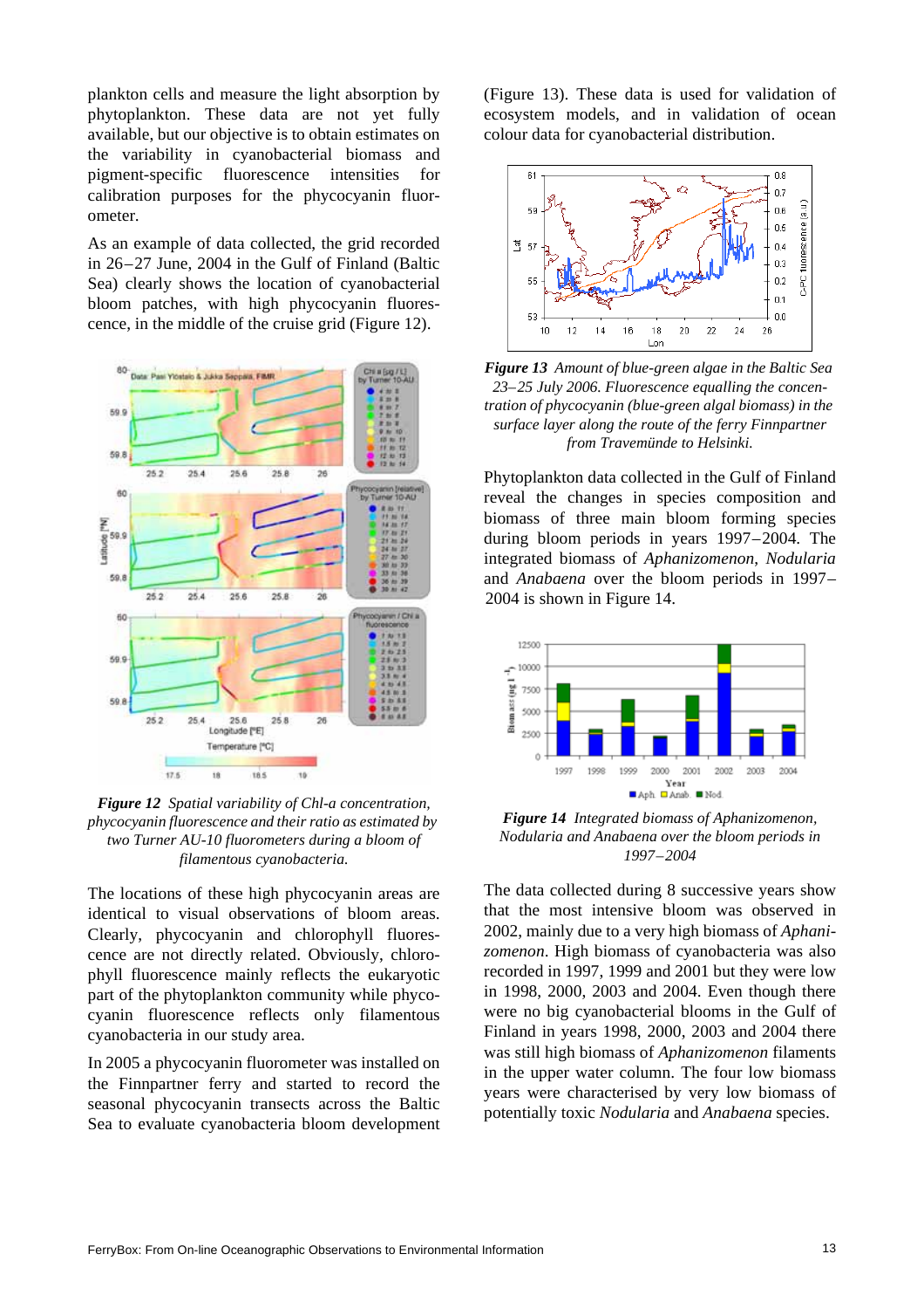plankton cells and measure the light absorption by phytoplankton. These data are not yet fully available, but our objective is to obtain estimates on the variability in cyanobacterial biomass and pigment-specific fluorescence intensities for calibration purposes for the phycocyanin fluorometer.

As an example of data collected, the grid recorded in 26–27 June, 2004 in the Gulf of Finland (Baltic Sea) clearly shows the location of cyanobacterial bloom patches, with high phycocyanin fluorescence, in the middle of the cruise grid (Figure 12).

***Figure 12*** *Spatial variability of Chl-a concentration, phycocyanin fluorescence and their ratio as estimated by two Turner AU-10 fluorometers during a bloom of filamentous cyanobacteria.*

The locations of these high phycocyanin areas are identical to visual observations of bloom areas. Clearly, phycocyanin and chlorophyll fluorescence are not directly related. Obviously, chlorophyll fluorescence mainly reflects the eukaryotic part of the phytoplankton community while phycocyanin fluorescence reflects only filamentous cyanobacteria in our study area.

In 2005 a phycocyanin fluorometer was installed on the Finnpartner ferry and started to record the seasonal phycocyanin transects across the Baltic Sea to evaluate cyanobacteria bloom development (Figure 13). These data is used for validation of ecosystem models, and in validation of ocean colour data for cyanobacterial distribution.

***Figure 13*** *Amount of blue-green algae in the Baltic Sea 23–25 July 2006. Fluorescence equalling the concentration of phycocyanin (blue-green algal biomass) in the surface layer along the route of the ferry Finnpartner from Travemünde to Helsinki.*

Phytoplankton data collected in the Gulf of Finland reveal the changes in species composition and biomass of three main bloom forming species during bloom periods in years 1997–2004. The integrated biomass of *Aphanizomenon*, *Nodularia* and *Anabaena* over the bloom periods in 1997–2004 is shown in Figure 14.

***Figure 14*** *Integrated biomass of Aphanizomenon, Nodularia and Anabaena over the bloom periods in 1997–2004*

The data collected during 8 successive years show that the most intensive bloom was observed in 2002, mainly due to a very high biomass of *Aphanizomenon*. High biomass of cyanobacteria was also recorded in 1997, 1999 and 2001 but they were low in 1998, 2000, 2003 and 2004. Even though there were no big cyanobacterial blooms in the Gulf of Finland in years 1998, 2000, 2003 and 2004 there was still high biomass of *Aphanizomenon* filaments in the upper water column. The four low biomass years were characterised by very low biomass of potentially toxic *Nodularia* and *Anabaena* species.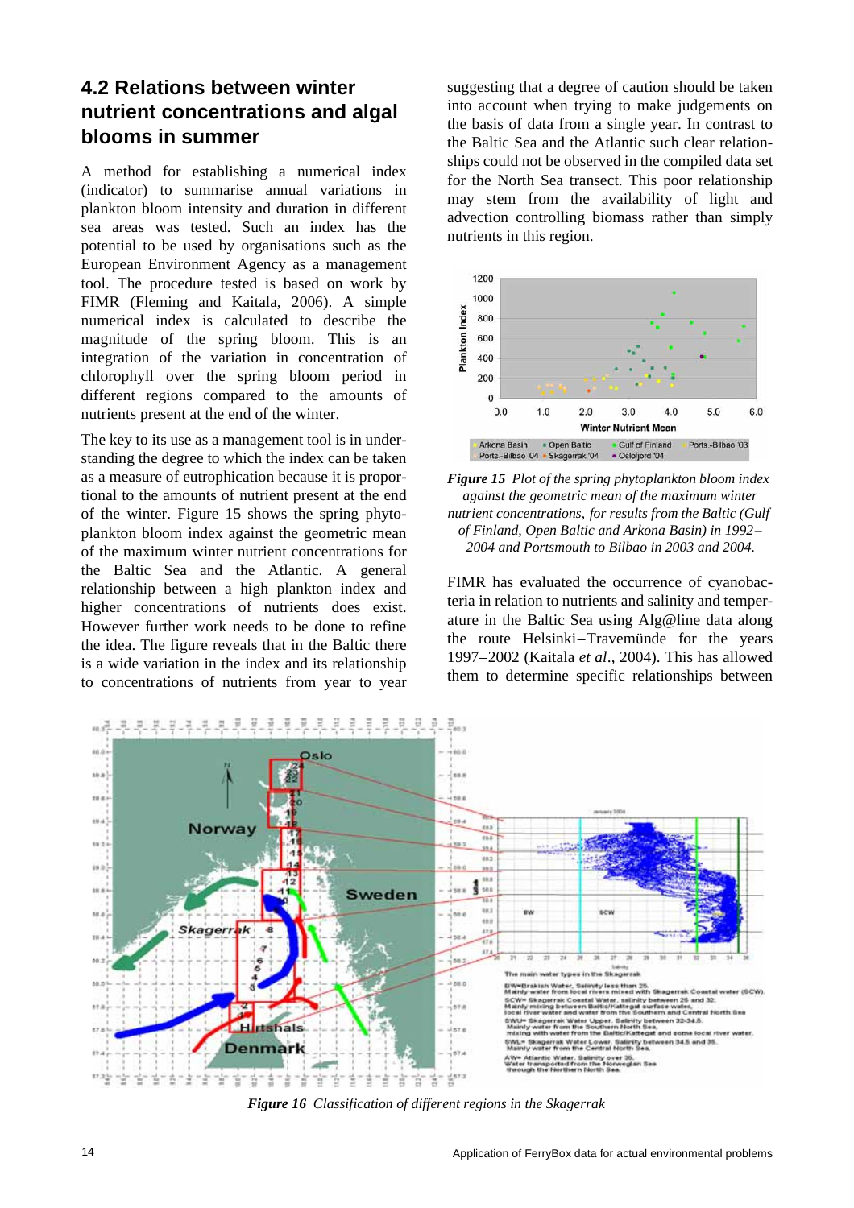## 4.2 Relations between winter nutrient concentrations and algal blooms in summer

A method for establishing a numerical index (indicator) to summarise annual variations in plankton bloom intensity and duration in different sea areas was tested. Such an index has the potential to be used by organisations such as the European Environment Agency as a management tool. The procedure tested is based on work by FIMR (Fleming and Kaitala, 2006). A simple numerical index is calculated to describe the magnitude of the spring bloom. This is an integration of the variation in concentration of chlorophyll over the spring bloom period in different regions compared to the amounts of nutrients present at the end of the winter.

The key to its use as a management tool is in understanding the degree to which the index can be taken as a measure of eutrophication because it is proportional to the amounts of nutrient present at the end of the winter. Figure 15 shows the spring phytoplankton bloom index against the geometric mean of the maximum winter nutrient concentrations for the Baltic Sea and the Atlantic. A general relationship between a high plankton index and higher concentrations of nutrients does exist. However further work needs to be done to refine the idea. The figure reveals that in the Baltic there is a wide variation in the index and its relationship to concentrations of nutrients from year to year suggesting that a degree of caution should be taken into account when trying to make judgements on the basis of data from a single year. In contrast to the Baltic Sea and the Atlantic such clear relationships could not be observed in the compiled data set for the North Sea transect. This poor relationship may stem from the availability of light and advection controlling biomass rather than simply nutrients in this region.

***Figure 15*** *Plot of the spring phytoplankton bloom index against the geometric mean of the maximum winter nutrient concentrations, for results from the Baltic (Gulf of Finland, Open Baltic and Arkona Basin) in 1992–2004 and Portsmouth to Bilbao in 2003 and 2004.*

FIMR has evaluated the occurrence of cyanobacteria in relation to nutrients and salinity and temperature in the Baltic Sea using Alg@line data along the route Helsinki–Travemünde for the years 1997–2002 (Kaitala *et al*., 2004). This has allowed them to determine specific relationships between

***Figure 16*** *Classification of different regions in the Skagerrak*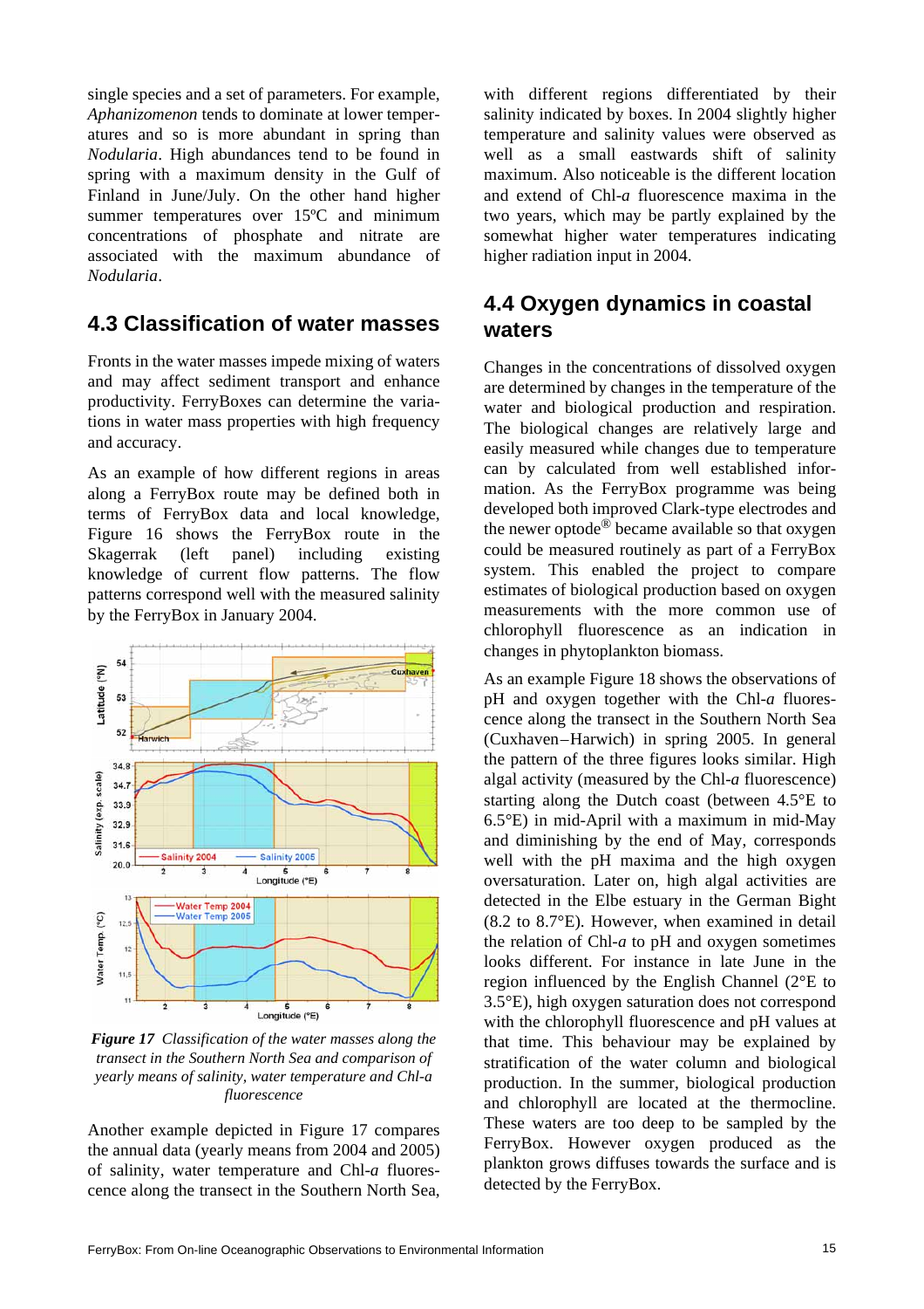single species and a set of parameters. For example, *Aphanizomenon* tends to dominate at lower temperatures and so is more abundant in spring than *Nodularia*. High abundances tend to be found in spring with a maximum density in the Gulf of Finland in June/July. On the other hand higher summer temperatures over 15ºC and minimum concentrations of phosphate and nitrate are associated with the maximum abundance of *Nodularia*.

## 4.3 Classification of water masses

Fronts in the water masses impede mixing of waters and may affect sediment transport and enhance productivity. FerryBoxes can determine the variations in water mass properties with high frequency and accuracy.

As an example of how different regions in areas along a FerryBox route may be defined both in terms of FerryBox data and local knowledge, Figure 16 shows the FerryBox route in the Skagerrak (left panel) including existing knowledge of current flow patterns. The flow patterns correspond well with the measured salinity by the FerryBox in January 2004.

***Figure 17*** *Classification of the water masses along the transect in the Southern North Sea and comparison of yearly means of salinity, water temperature and Chl-a fluorescence*

Another example depicted in Figure 17 compares the annual data (yearly means from 2004 and 2005) of salinity, water temperature and Chl-*a* fluorescence along the transect in the Southern North Sea, with different regions differentiated by their salinity indicated by boxes. In 2004 slightly higher temperature and salinity values were observed as well as a small eastwards shift of salinity maximum. Also noticeable is the different location and extend of Chl-*a* fluorescence maxima in the two years, which may be partly explained by the somewhat higher water temperatures indicating higher radiation input in 2004.

## 4.4 Oxygen dynamics in coastal waters

Changes in the concentrations of dissolved oxygen are determined by changes in the temperature of the water and biological production and respiration. The biological changes are relatively large and easily measured while changes due to temperature can by calculated from well established information. As the FerryBox programme was being developed both improved Clark-type electrodes and the newer optode® became available so that oxygen could be measured routinely as part of a FerryBox system. This enabled the project to compare estimates of biological production based on oxygen measurements with the more common use of chlorophyll fluorescence as an indication in changes in phytoplankton biomass.

As an example Figure 18 shows the observations of pH and oxygen together with the Chl-*a* fluorescence along the transect in the Southern North Sea (Cuxhaven–Harwich) in spring 2005. In general the pattern of the three figures looks similar. High algal activity (measured by the Chl-*a* fluorescence) starting along the Dutch coast (between 4.5°E to 6.5°E) in mid-April with a maximum in mid-May and diminishing by the end of May, corresponds well with the pH maxima and the high oxygen oversaturation. Later on, high algal activities are detected in the Elbe estuary in the German Bight (8.2 to 8.7°E). However, when examined in detail the relation of Chl-*a* to pH and oxygen sometimes looks different. For instance in late June in the region influenced by the English Channel (2°E to 3.5°E), high oxygen saturation does not correspond with the chlorophyll fluorescence and pH values at that time. This behaviour may be explained by stratification of the water column and biological production. In the summer, biological production and chlorophyll are located at the thermocline. These waters are too deep to be sampled by the FerryBox. However oxygen produced as the plankton grows diffuses towards the surface and is detected by the FerryBox.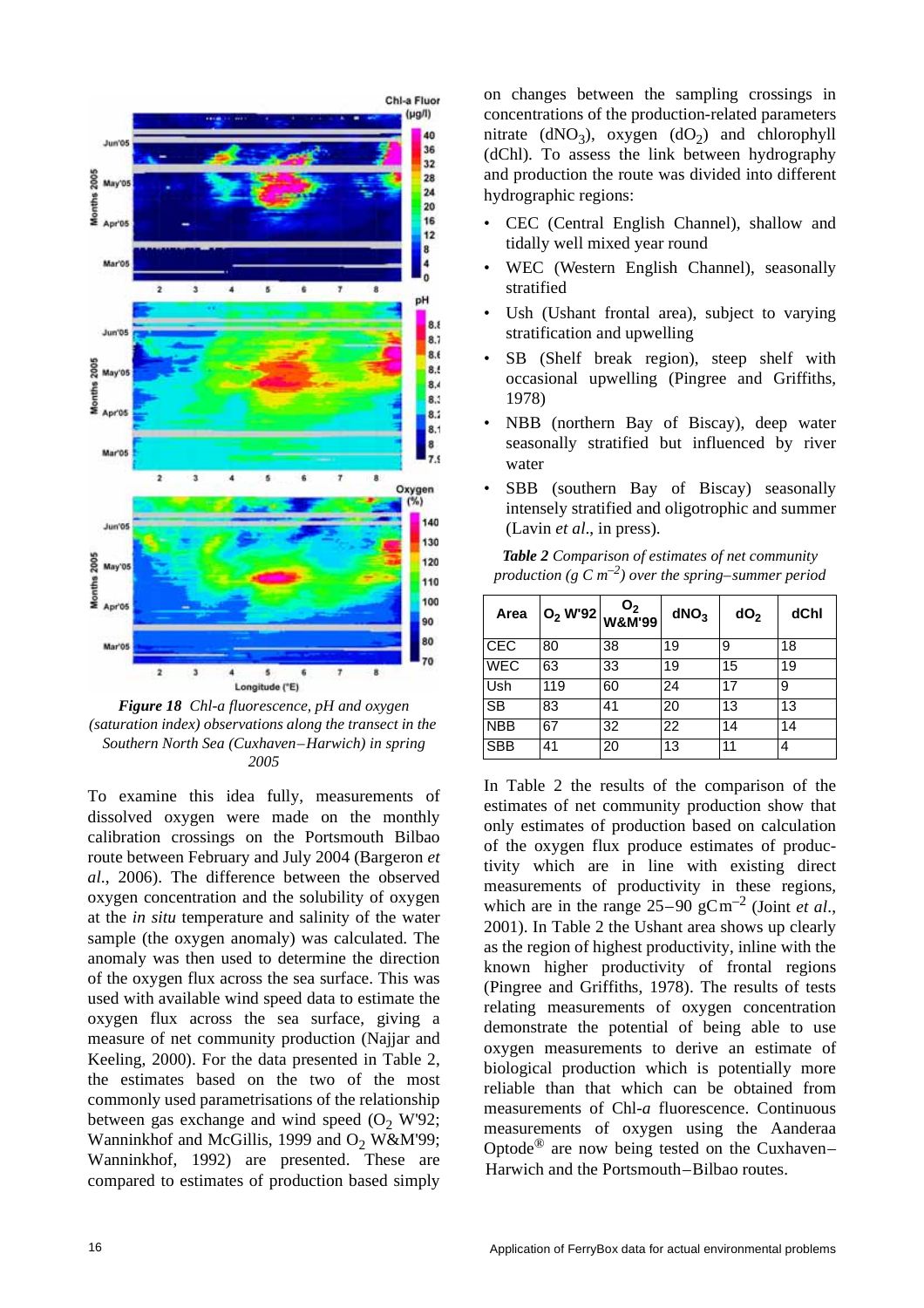*Figure 18 Chl-a fluorescence, pH and oxygen (saturation index) observations along the transect in the Southern North Sea (Cuxhaven–Harwich) in spring 2005*

To examine this idea fully, measurements of dissolved oxygen were made on the monthly calibration crossings on the Portsmouth Bilbao route between February and July 2004 (Bargeron *et al*., 2006). The difference between the observed oxygen concentration and the solubility of oxygen at the *in situ* temperature and salinity of the water sample (the oxygen anomaly) was calculated. The anomaly was then used to determine the direction of the oxygen flux across the sea surface. This was used with available wind speed data to estimate the oxygen flux across the sea surface, giving a measure of net community production (Najjar and Keeling, 2000). For the data presented in Table 2, the estimates based on the two of the most commonly used parametrisations of the relationship between gas exchange and wind speed ($O_2$ W'92; Wanninkhof and McGillis, 1999 and $O_2$ W&M'99; Wanninkhof, 1992) are presented. These are compared to estimates of production based simply on changes between the sampling crossings in concentrations of the production-related parameters nitrate ($dNO_3$), oxygen ($dO_2$) and chlorophyll (dChl). To assess the link between hydrography and production the route was divided into different hydrographic regions:

- CEC (Central English Channel), shallow and tidally well mixed year round
- WEC (Western English Channel), seasonally stratified
- Ush (Ushant frontal area), subject to varying stratification and upwelling
- SB (Shelf break region), steep shelf with occasional upwelling (Pingree and Griffiths, 1978)
- NBB (northern Bay of Biscay), deep water seasonally stratified but influenced by river water
- SBB (southern Bay of Biscay) seasonally intensely stratified and oligotrophic and summer (Lavin *et al*., in press).

***Table 2*** *Comparison of estimates of net community production (g C $m^{-2}$) over the spring–summer period*

| Area | $O_2$ W'92 | $O_2$ W&M'99 | $dNO_3$ | $dO_2$ | dChl |
|---|---|---|---|---|---|
| CEC | 80 | 38 | 19 | 9 | 18 |
| WEC | 63 | 33 | 19 | 15 | 19 |
| Ush | 119 | 60 | 24 | 17 | 9 |
| SB | 83 | 41 | 20 | 13 | 13 |
| NBB | 67 | 32 | 22 | 14 | 14 |
| SBB | 41 | 20 | 13 | 11 | 4 |

In Table 2 the results of the comparison of the estimates of net community production show that only estimates of production based on calculation of the oxygen flux produce estimates of productivity which are in line with existing direct measurements of productivity in these regions, which are in the range 25–90 gC$m^{-2}$ (Joint *et al*., 2001). In Table 2 the Ushant area shows up clearly as the region of highest productivity, inline with the known higher productivity of frontal regions (Pingree and Griffiths, 1978). The results of tests relating measurements of oxygen concentration demonstrate the potential of being able to use oxygen measurements to derive an estimate of biological production which is potentially more reliable than that which can be obtained from measurements of Chl-*a* fluorescence. Continuous measurements of oxygen using the Aanderaa Optode® are now being tested on the Cuxhaven–Harwich and the Portsmouth–Bilbao routes.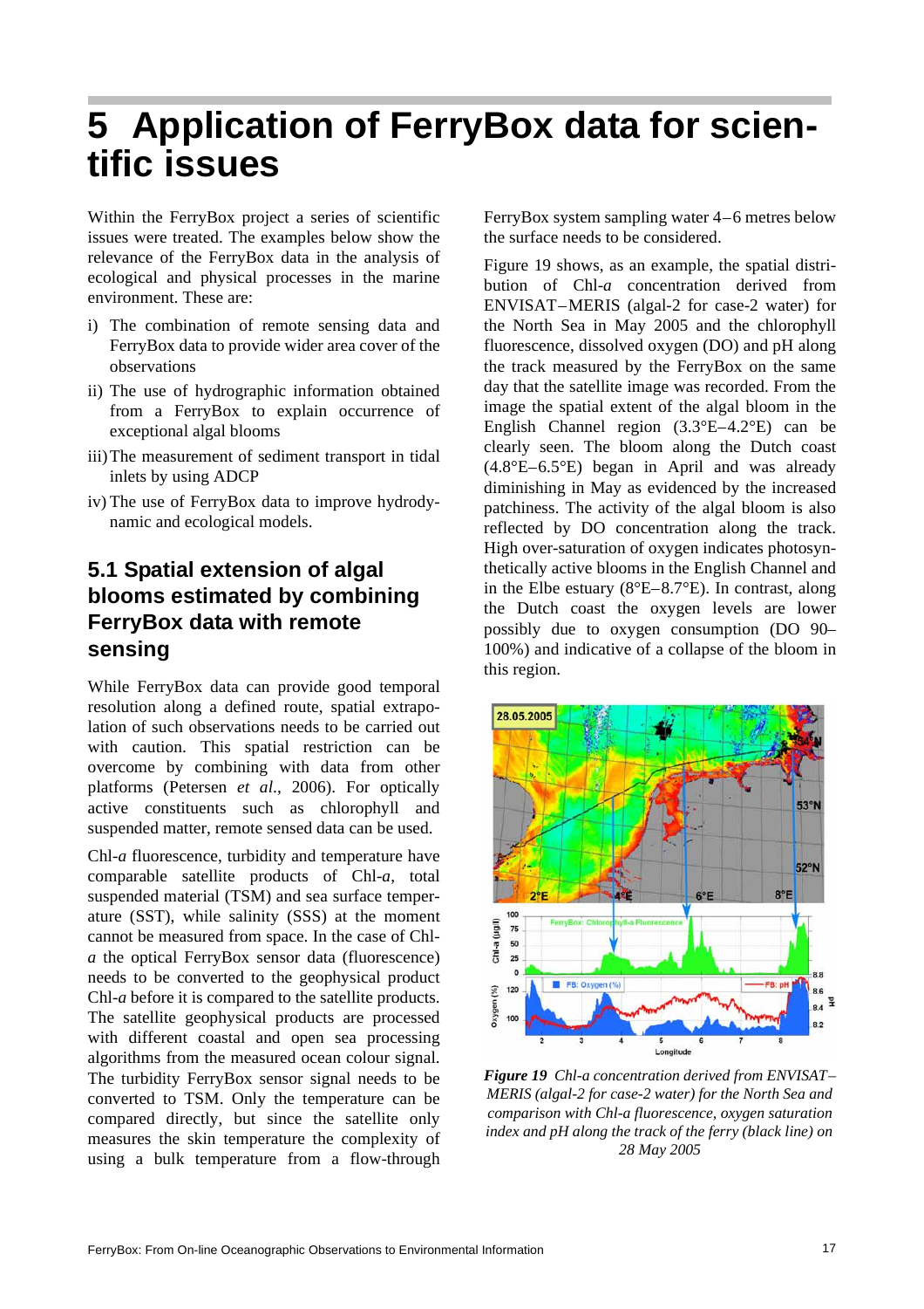# 5 Application of FerryBox data for scientific issues

Within the FerryBox project a series of scientific issues were treated. The examples below show the relevance of the FerryBox data in the analysis of ecological and physical processes in the marine environment. These are:

i) The combination of remote sensing data and FerryBox data to provide wider area cover of the observations

ii) The use of hydrographic information obtained from a FerryBox to explain occurrence of exceptional algal blooms

iii) The measurement of sediment transport in tidal inlets by using ADCP

iv) The use of FerryBox data to improve hydrodynamic and ecological models.

## 5.1 Spatial extension of algal blooms estimated by combining FerryBox data with remote sensing

While FerryBox data can provide good temporal resolution along a defined route, spatial extrapolation of such observations needs to be carried out with caution. This spatial restriction can be overcome by combining with data from other platforms (Petersen *et al*., 2006). For optically active constituents such as chlorophyll and suspended matter, remote sensed data can be used.

Chl-*a* fluorescence, turbidity and temperature have comparable satellite products of Chl-*a*, total suspended material (TSM) and sea surface temperature (SST), while salinity (SSS) at the moment cannot be measured from space. In the case of Chl-*a* the optical FerryBox sensor data (fluorescence) needs to be converted to the geophysical product Chl-*a* before it is compared to the satellite products. The satellite geophysical products are processed with different coastal and open sea processing algorithms from the measured ocean colour signal. The turbidity FerryBox sensor signal needs to be converted to TSM. Only the temperature can be compared directly, but since the satellite only measures the skin temperature the complexity of using a bulk temperature from a flow-through FerryBox system sampling water 4–6 metres below the surface needs to be considered.

Figure 19 shows, as an example, the spatial distribution of Chl-*a* concentration derived from ENVISAT–MERIS (algal-2 for case-2 water) for the North Sea in May 2005 and the chlorophyll fluorescence, dissolved oxygen (DO) and pH along the track measured by the FerryBox on the same day that the satellite image was recorded. From the image the spatial extent of the algal bloom in the English Channel region (3.3°E–4.2°E) can be clearly seen. The bloom along the Dutch coast (4.8°E–6.5°E) began in April and was already diminishing in May as evidenced by the increased patchiness. The activity of the algal bloom is also reflected by DO concentration along the track. High over-saturation of oxygen indicates photosynthetically active blooms in the English Channel and in the Elbe estuary (8°E–8.7°E). In contrast, along the Dutch coast the oxygen levels are lower possibly due to oxygen consumption (DO 90–100%) and indicative of a collapse of the bloom in this region.

***Figure 19*** *Chl-a concentration derived from ENVISAT–MERIS (algal-2 for case-2 water) for the North Sea and comparison with Chl-a fluorescence, oxygen saturation index and pH along the track of the ferry (black line) on 28 May 2005*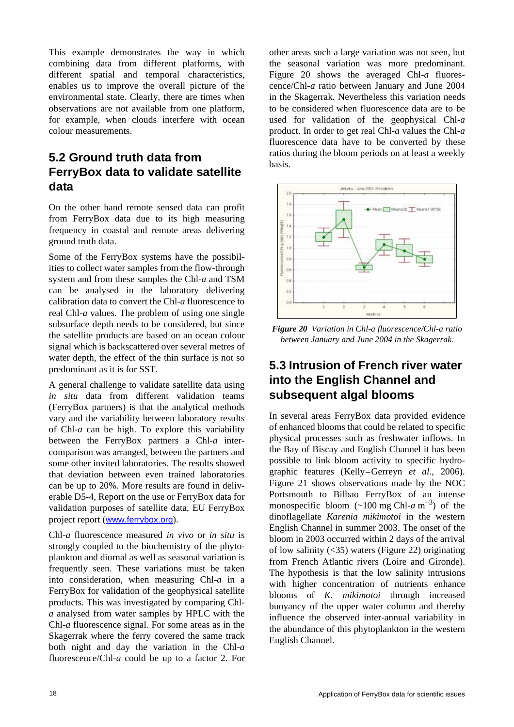This example demonstrates the way in which combining data from different platforms, with different spatial and temporal characteristics, enables us to improve the overall picture of the environmental state. Clearly, there are times when observations are not available from one platform, for example, when clouds interfere with ocean colour measurements.

## 5.2 Ground truth data from FerryBox data to validate satellite data

On the other hand remote sensed data can profit from FerryBox data due to its high measuring frequency in coastal and remote areas delivering ground truth data.

Some of the FerryBox systems have the possibilities to collect water samples from the flow-through system and from these samples the Chl-*a* and TSM can be analysed in the laboratory delivering calibration data to convert the Chl-*a* fluorescence to real Chl-*a* values. The problem of using one single subsurface depth needs to be considered, but since the satellite products are based on an ocean colour signal which is backscattered over several metres of water depth, the effect of the thin surface is not so predominant as it is for SST.

A general challenge to validate satellite data using *in situ* data from different validation teams (FerryBox partners) is that the analytical methods vary and the variability between laboratory results of Chl-*a* can be high. To explore this variability between the FerryBox partners a Chl-*a* intercomparison was arranged, between the partners and some other invited laboratories. The results showed that deviation between even trained laboratories can be up to 20%. More results are found in deliverable D5-4, Report on the use or FerryBox data for validation purposes of satellite data, EU FerryBox project report (www.ferrybox.org).

Chl-*a* fluorescence measured *in vivo* or *in situ* is strongly coupled to the biochemistry of the phytoplankton and diurnal as well as seasonal variation is frequently seen. These variations must be taken into consideration, when measuring Chl-*a* in a FerryBox for validation of the geophysical satellite products. This was investigated by comparing Chl-*a* analysed from water samples by HPLC with the Chl-*a* fluorescence signal. For some areas as in the Skagerrak where the ferry covered the same track both night and day the variation in the Chl-*a* fluorescence/Chl-*a* could be up to a factor 2. For other areas such a large variation was not seen, but the seasonal variation was more predominant. Figure 20 shows the averaged Chl-*a* fluorescence/Chl-*a* ratio between January and June 2004 in the Skagerrak. Nevertheless this variation needs to be considered when fluorescence data are to be used for validation of the geophysical Chl-*a* product. In order to get real Chl-*a* values the Chl-*a* fluorescence data have to be converted by these ratios during the bloom periods on at least a weekly basis.

***Figure 20*** *Variation in Chl-a fluorescence/Chl-a ratio between January and June 2004 in the Skagerrak.*

## 5.3 Intrusion of French river water into the English Channel and subsequent algal blooms

In several areas FerryBox data provided evidence of enhanced blooms that could be related to specific physical processes such as freshwater inflows. In the Bay of Biscay and English Channel it has been possible to link bloom activity to specific hydrographic features (Kelly–Gerreyn *et al.*, 2006). Figure 21 shows observations made by the NOC Portsmouth to Bilbao FerryBox of an intense monospecific bloom (~100 mg Chl-*a* $m^{-3}$) of the dinoflagellate *Karenia mikimotoi* in the western English Channel in summer 2003. The onset of the bloom in 2003 occurred within 2 days of the arrival of low salinity (<35) waters (Figure 22) originating from French Atlantic rivers (Loire and Gironde). The hypothesis is that the low salinity intrusions with higher concentration of nutrients enhance blooms of *K. mikimotoi* through increased buoyancy of the upper water column and thereby influence the observed inter-annual variability in the abundance of this phytoplankton in the western English Channel.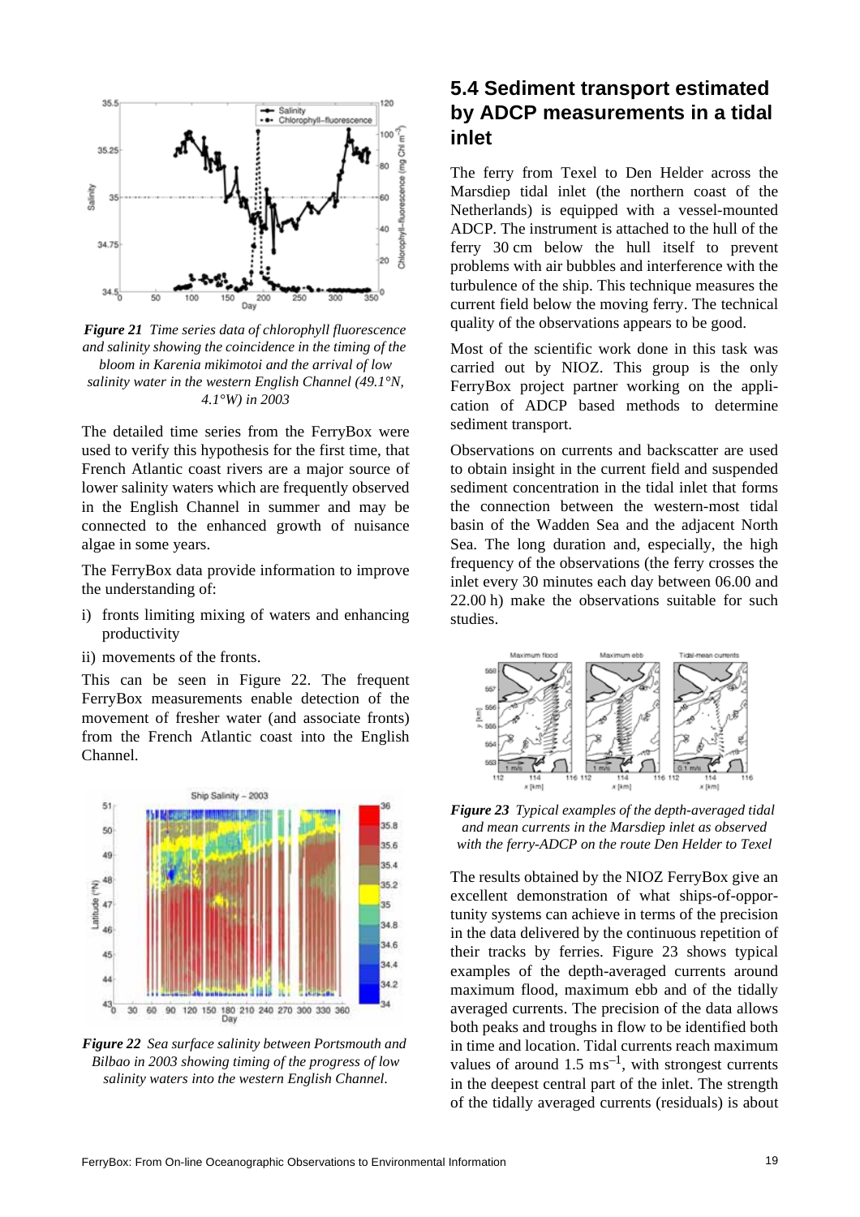*Figure 21 Time series data of chlorophyll fluorescence and salinity showing the coincidence in the timing of the bloom in Karenia mikimotoi and the arrival of low salinity water in the western English Channel (49.1°N, 4.1°W) in 2003*

The detailed time series from the FerryBox were used to verify this hypothesis for the first time, that French Atlantic coast rivers are a major source of lower salinity waters which are frequently observed in the English Channel in summer and may be connected to the enhanced growth of nuisance algae in some years.

The FerryBox data provide information to improve the understanding of:

i) fronts limiting mixing of waters and enhancing productivity

ii) movements of the fronts.

This can be seen in Figure 22. The frequent FerryBox measurements enable detection of the movement of fresher water (and associate fronts) from the French Atlantic coast into the English Channel.

*Figure 22 Sea surface salinity between Portsmouth and Bilbao in 2003 showing timing of the progress of low salinity waters into the western English Channel.*

## 5.4 Sediment transport estimated by ADCP measurements in a tidal inlet

The ferry from Texel to Den Helder across the Marsdiep tidal inlet (the northern coast of the Netherlands) is equipped with a vessel-mounted ADCP. The instrument is attached to the hull of the ferry 30 cm below the hull itself to prevent problems with air bubbles and interference with the turbulence of the ship. This technique measures the current field below the moving ferry. The technical quality of the observations appears to be good.

Most of the scientific work done in this task was carried out by NIOZ. This group is the only FerryBox project partner working on the application of ADCP based methods to determine sediment transport.

Observations on currents and backscatter are used to obtain insight in the current field and suspended sediment concentration in the tidal inlet that forms the connection between the western-most tidal basin of the Wadden Sea and the adjacent North Sea. The long duration and, especially, the high frequency of the observations (the ferry crosses the inlet every 30 minutes each day between 06.00 and 22.00 h) make the observations suitable for such studies.

*Figure 23 Typical examples of the depth-averaged tidal and mean currents in the Marsdiep inlet as observed with the ferry-ADCP on the route Den Helder to Texel*

The results obtained by the NIOZ FerryBox give an excellent demonstration of what ships-of-opportunity systems can achieve in terms of the precision in the data delivered by the continuous repetition of their tracks by ferries. Figure 23 shows typical examples of the depth-averaged currents around maximum flood, maximum ebb and of the tidally averaged currents. The precision of the data allows both peaks and troughs in flow to be identified both in time and location. Tidal currents reach maximum values of around 1.5 $m s^{-1}$, with strongest currents in the deepest central part of the inlet. The strength of the tidally averaged currents (residuals) is about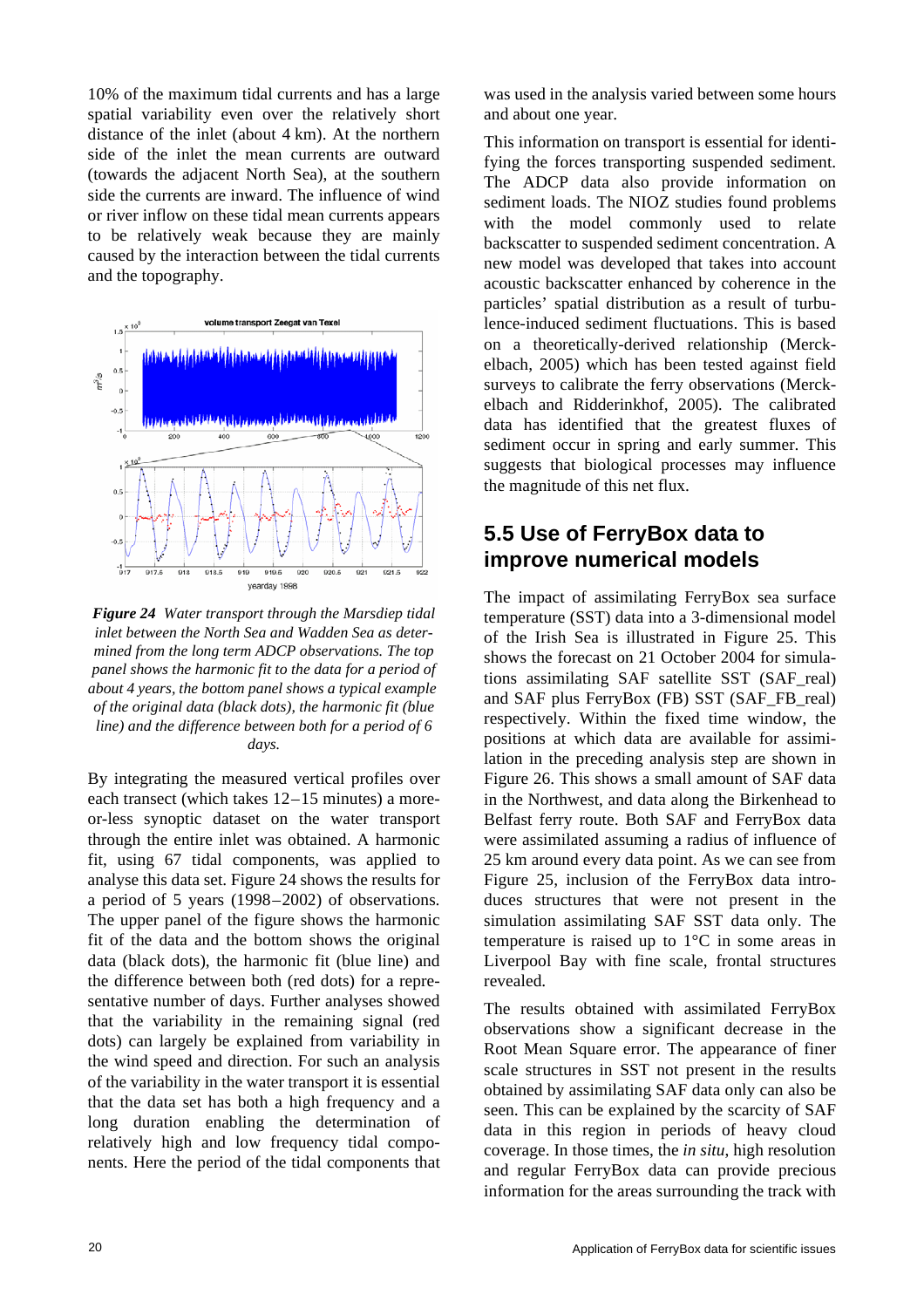10% of the maximum tidal currents and has a large spatial variability even over the relatively short distance of the inlet (about 4 km). At the northern side of the inlet the mean currents are outward (towards the adjacent North Sea), at the southern side the currents are inward. The influence of wind or river inflow on these tidal mean currents appears to be relatively weak because they are mainly caused by the interaction between the tidal currents and the topography.

*Figure 24  Water transport through the Marsdiep tidal inlet between the North Sea and Wadden Sea as determined from the long term ADCP observations. The top panel shows the harmonic fit to the data for a period of about 4 years, the bottom panel shows a typical example of the original data (black dots), the harmonic fit (blue line) and the difference between both for a period of 6 days.*

By integrating the measured vertical profiles over each transect (which takes 12–15 minutes) a more-or-less synoptic dataset on the water transport through the entire inlet was obtained. A harmonic fit, using 67 tidal components, was applied to analyse this data set. Figure 24 shows the results for a period of 5 years (1998–2002) of observations. The upper panel of the figure shows the harmonic fit of the data and the bottom shows the original data (black dots), the harmonic fit (blue line) and the difference between both (red dots) for a representative number of days. Further analyses showed that the variability in the remaining signal (red dots) can largely be explained from variability in the wind speed and direction. For such an analysis of the variability in the water transport it is essential that the data set has both a high frequency and a long duration enabling the determination of relatively high and low frequency tidal components. Here the period of the tidal components that was used in the analysis varied between some hours and about one year.

This information on transport is essential for identifying the forces transporting suspended sediment. The ADCP data also provide information on sediment loads. The NIOZ studies found problems with the model commonly used to relate backscatter to suspended sediment concentration. A new model was developed that takes into account acoustic backscatter enhanced by coherence in the particles' spatial distribution as a result of turbulence-induced sediment fluctuations. This is based on a theoretically-derived relationship (Merckelbach, 2005) which has been tested against field surveys to calibrate the ferry observations (Merckelbach and Ridderinkhof, 2005). The calibrated data has identified that the greatest fluxes of sediment occur in spring and early summer. This suggests that biological processes may influence the magnitude of this net flux.

## 5.5 Use of FerryBox data to improve numerical models

The impact of assimilating FerryBox sea surface temperature (SST) data into a 3-dimensional model of the Irish Sea is illustrated in Figure 25. This shows the forecast on 21 October 2004 for simulations assimilating SAF satellite SST (SAF_real) and SAF plus FerryBox (FB) SST (SAF_FB_real) respectively. Within the fixed time window, the positions at which data are available for assimilation in the preceding analysis step are shown in Figure 26. This shows a small amount of SAF data in the Northwest, and data along the Birkenhead to Belfast ferry route. Both SAF and FerryBox data were assimilated assuming a radius of influence of 25 km around every data point. As we can see from Figure 25, inclusion of the FerryBox data introduces structures that were not present in the simulation assimilating SAF SST data only. The temperature is raised up to 1°C in some areas in Liverpool Bay with fine scale, frontal structures revealed.

The results obtained with assimilated FerryBox observations show a significant decrease in the Root Mean Square error. The appearance of finer scale structures in SST not present in the results obtained by assimilating SAF data only can also be seen. This can be explained by the scarcity of SAF data in this region in periods of heavy cloud coverage. In those times, the *in situ*, high resolution and regular FerryBox data can provide precious information for the areas surrounding the track with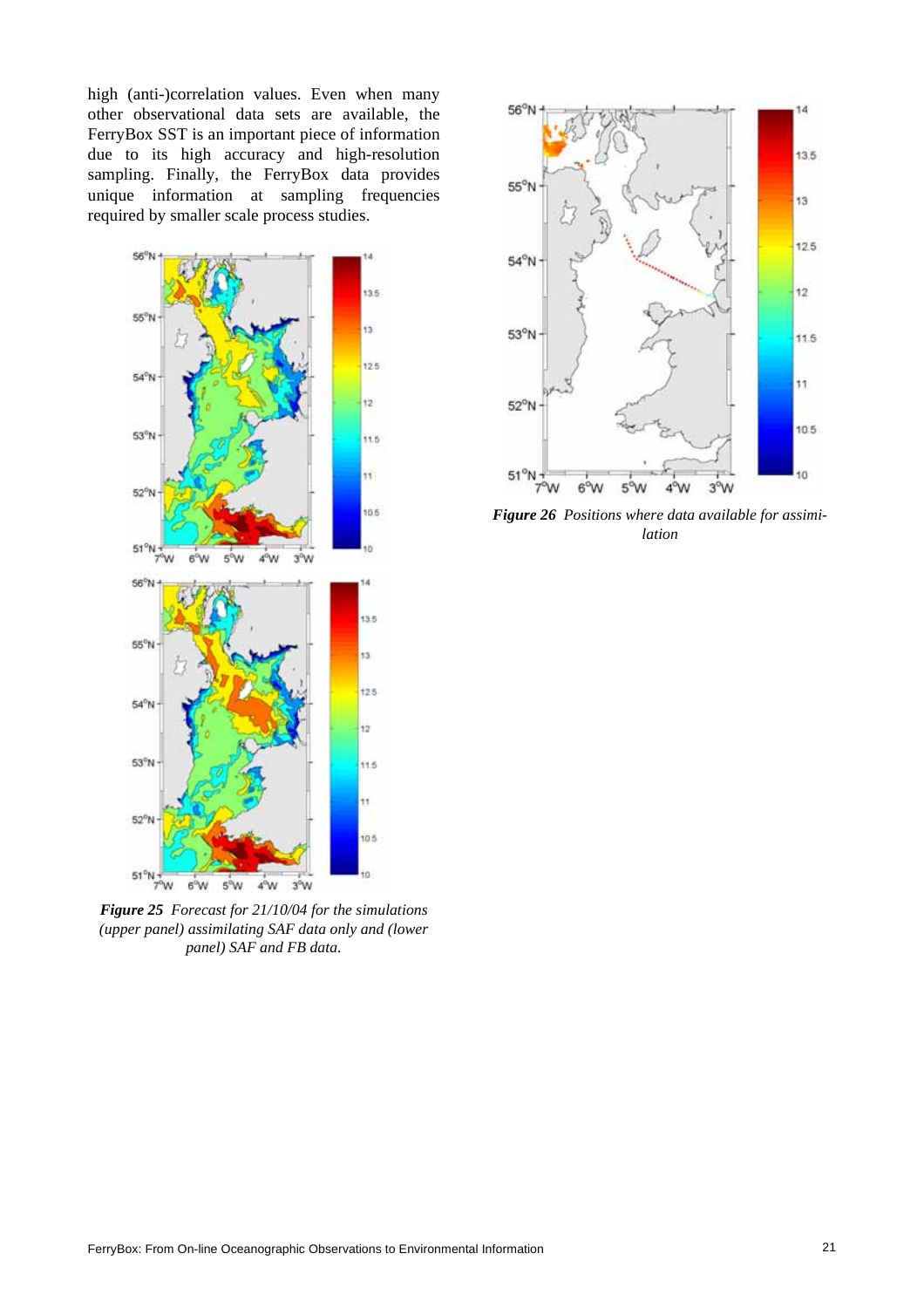high (anti-)correlation values. Even when many other observational data sets are available, the FerryBox SST is an important piece of information due to its high accuracy and high-resolution sampling. Finally, the FerryBox data provides unique information at sampling frequencies required by smaller scale process studies.

***Figure 25*** *Forecast for 21/10/04 for the simulations (upper panel) assimilating SAF data only and (lower panel) SAF and FB data.*

***Figure 26*** *Positions where data available for assimilation*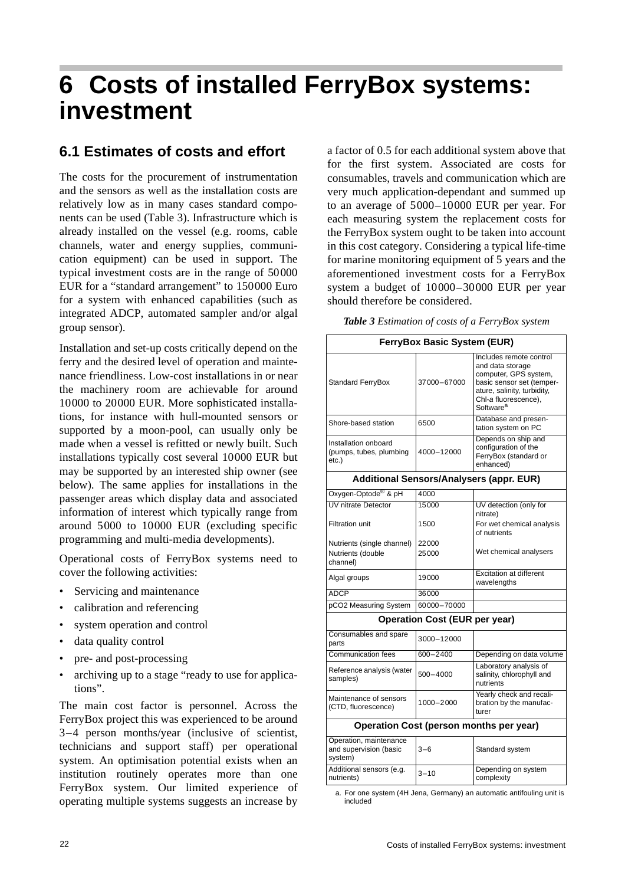# 6 Costs of installed FerryBox systems: investment

## 6.1 Estimates of costs and effort

The costs for the procurement of instrumentation and the sensors as well as the installation costs are relatively low as in many cases standard components can be used (Table 3). Infrastructure which is already installed on the vessel (e.g. rooms, cable channels, water and energy supplies, communication equipment) can be used in support. The typical investment costs are in the range of 50000 EUR for a "standard arrangement" to 150000 Euro for a system with enhanced capabilities (such as integrated ADCP, automated sampler and/or algal group sensor).

Installation and set-up costs critically depend on the ferry and the desired level of operation and maintenance friendliness. Low-cost installations in or near the machinery room are achievable for around 10000 to 20000 EUR. More sophisticated installations, for instance with hull-mounted sensors or supported by a moon-pool, can usually only be made when a vessel is refitted or newly built. Such installations typically cost several 10000 EUR but may be supported by an interested ship owner (see below). The same applies for installations in the passenger areas which display data and associated information of interest which typically range from around 5000 to 10000 EUR (excluding specific programming and multi-media developments).

Operational costs of FerryBox systems need to cover the following activities:

- Servicing and maintenance
- calibration and referencing
- system operation and control
- data quality control
- pre- and post-processing
- archiving up to a stage "ready to use for applications".

The main cost factor is personnel. Across the FerryBox project this was experienced to be around 3–4 person months/year (inclusive of scientist, technicians and support staff) per operational system. An optimisation potential exists when an institution routinely operates more than one FerryBox system. Our limited experience of operating multiple systems suggests an increase by a factor of 0.5 for each additional system above that for the first system. Associated are costs for consumables, travels and communication which are very much application-dependant and summed up to an average of 5000–10000 EUR per year. For each measuring system the replacement costs for the FerryBox system ought to be taken into account in this cost category. Considering a typical life-time for marine monitoring equipment of 5 years and the aforementioned investment costs for a FerryBox system a budget of 10000–30000 EUR per year should therefore be considered.

***Table 3** Estimation of costs of a FerryBox system*

| **FerryBox Basic System (EUR)** | | |
|---|---|---|
| Standard FerryBox | 37000–67000 | Includes remote control and data storage computer, GPS system, basic sensor set (temperature, salinity, turbidity, Chl-*a* fluorescence), Software[a] |
| Shore-based station | 6500 | Database and presentation system on PC |
| Installation onboard (pumps, tubes, plumbing etc.) | 4000–12000 | Depends on ship and configuration of the FerryBox (standard or enhanced) |
| **Additional Sensors/Analysers (appr. EUR)** | | |
| Oxygen-Optode® & pH | 4000 | |
| UV nitrate Detector | 15000 | UV detection (only for nitrate) |
| Filtration unit | 1500 | For wet chemical analysis of nutrients |
| Nutrients (single channel) | 22000 | Wet chemical analysers |
| Nutrients (double channel) | 25000 | |
| Algal groups | 19000 | Excitation at different wavelengths |
| ADCP | 36000 | |
| pCO2 Measuring System | 60000–70000 | |
| **Operation Cost (EUR per year)** | | |
| Consumables and spare parts | 3000–12000 | |
| Communication fees | 600–2400 | Depending on data volume |
| Reference analysis (water samples) | 500–4000 | Laboratory analysis of salinity, chlorophyll and nutrients |
| Maintenance of sensors (CTD, fluorescence) | 1000–2000 | Yearly check and recalibration by the manufacturer |
| **Operation Cost (person months per year)** | | |
| Operation, maintenance and supervision (basic system) | 3–6 | Standard system |
| Additional sensors (e.g. nutrients) | 3–10 | Depending on system complexity |

a. For one system (4H Jena, Germany) an automatic antifouling unit is included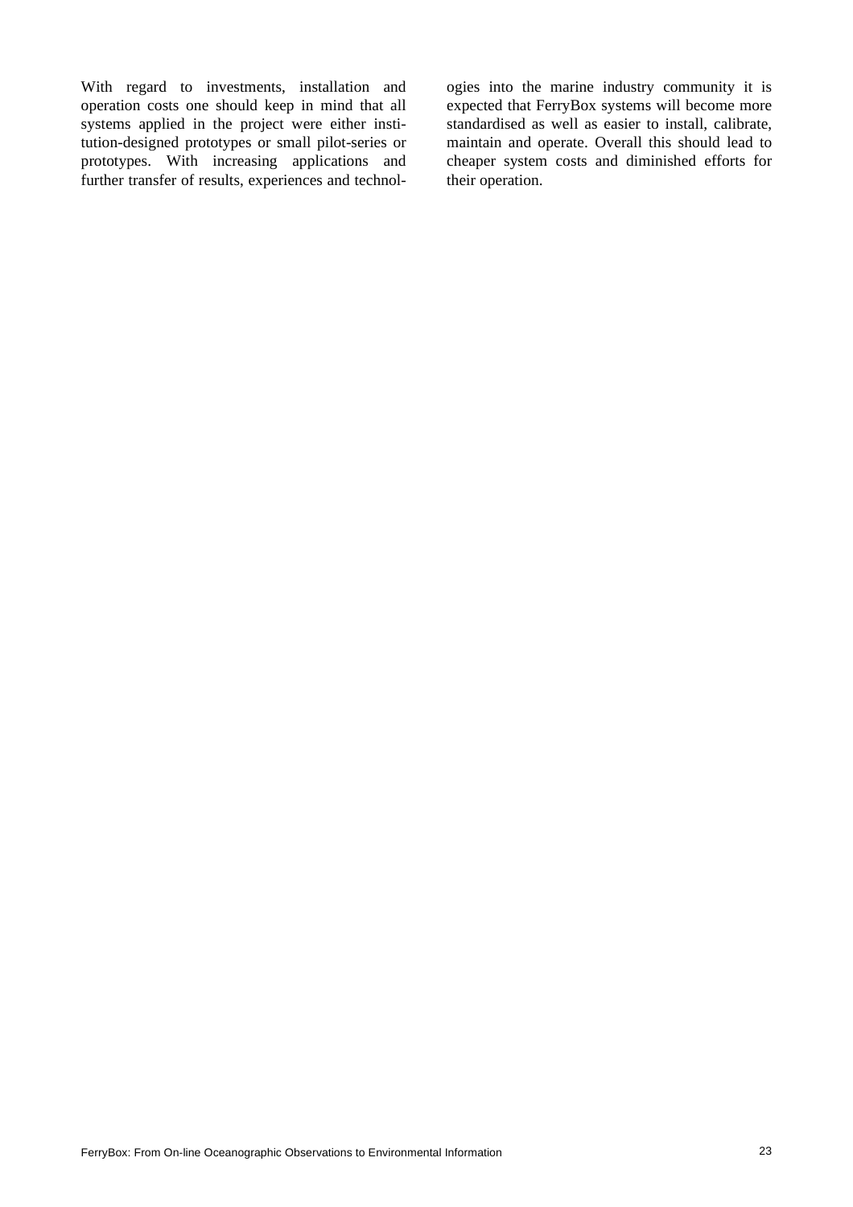With regard to investments, installation and operation costs one should keep in mind that all systems applied in the project were either institution-designed prototypes or small pilot-series or prototypes. With increasing applications and further transfer of results, experiences and technologies into the marine industry community it is expected that FerryBox systems will become more standardised as well as easier to install, calibrate, maintain and operate. Overall this should lead to cheaper system costs and diminished efforts for their operation.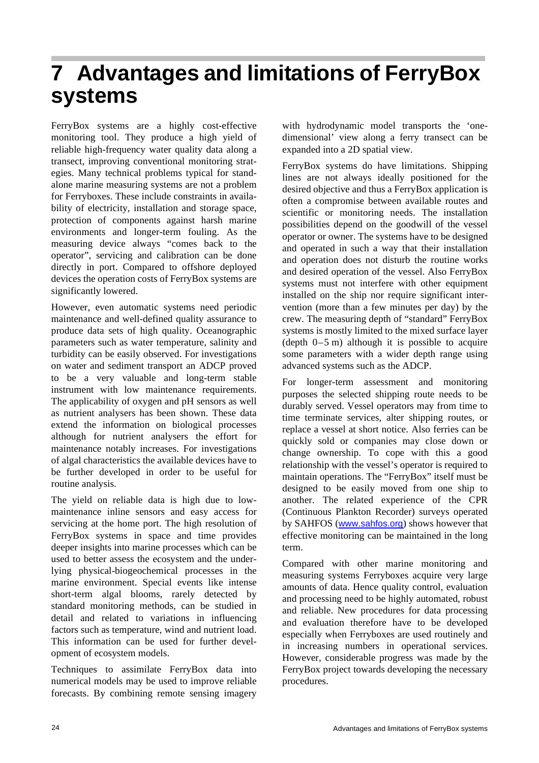# 7 Advantages and limitations of FerryBox systems

FerryBox systems are a highly cost-effective monitoring tool. They produce a high yield of reliable high-frequency water quality data along a transect, improving conventional monitoring strategies. Many technical problems typical for stand-alone marine measuring systems are not a problem for Ferryboxes. These include constraints in availability of electricity, installation and storage space, protection of components against harsh marine environments and longer-term fouling. As the measuring device always "comes back to the operator", servicing and calibration can be done directly in port. Compared to offshore deployed devices the operation costs of FerryBox systems are significantly lowered.

However, even automatic systems need periodic maintenance and well-defined quality assurance to produce data sets of high quality. Oceanographic parameters such as water temperature, salinity and turbidity can be easily observed. For investigations on water and sediment transport an ADCP proved to be a very valuable and long-term stable instrument with low maintenance requirements. The applicability of oxygen and pH sensors as well as nutrient analysers has been shown. These data extend the information on biological processes although for nutrient analysers the effort for maintenance notably increases. For investigations of algal characteristics the available devices have to be further developed in order to be useful for routine analysis.

The yield on reliable data is high due to low-maintenance inline sensors and easy access for servicing at the home port. The high resolution of FerryBox systems in space and time provides deeper insights into marine processes which can be used to better assess the ecosystem and the underlying physical-biogeochemical processes in the marine environment. Special events like intense short-term algal blooms, rarely detected by standard monitoring methods, can be studied in detail and related to variations in influencing factors such as temperature, wind and nutrient load. This information can be used for further development of ecosystem models.

Techniques to assimilate FerryBox data into numerical models may be used to improve reliable forecasts. By combining remote sensing imagery with hydrodynamic model transports the 'one-dimensional' view along a ferry transect can be expanded into a 2D spatial view.

FerryBox systems do have limitations. Shipping lines are not always ideally positioned for the desired objective and thus a FerryBox application is often a compromise between available routes and scientific or monitoring needs. The installation possibilities depend on the goodwill of the vessel operator or owner. The systems have to be designed and operated in such a way that their installation and operation does not disturb the routine works and desired operation of the vessel. Also FerryBox systems must not interfere with other equipment installed on the ship nor require significant intervention (more than a few minutes per day) by the crew. The measuring depth of "standard" FerryBox systems is mostly limited to the mixed surface layer (depth 0–5 m) although it is possible to acquire some parameters with a wider depth range using advanced systems such as the ADCP.

For longer-term assessment and monitoring purposes the selected shipping route needs to be durably served. Vessel operators may from time to time terminate services, alter shipping routes, or replace a vessel at short notice. Also ferries can be quickly sold or companies may close down or change ownership. To cope with this a good relationship with the vessel's operator is required to maintain operations. The "FerryBox" itself must be designed to be easily moved from one ship to another. The related experience of the CPR (Continuous Plankton Recorder) surveys operated by SAHFOS (www.sahfos.org) shows however that effective monitoring can be maintained in the long term.

Compared with other marine monitoring and measuring systems Ferryboxes acquire very large amounts of data. Hence quality control, evaluation and processing need to be highly automated, robust and reliable. New procedures for data processing and evaluation therefore have to be developed especially when Ferryboxes are used routinely and in increasing numbers in operational services. However, considerable progress was made by the FerryBox project towards developing the necessary procedures.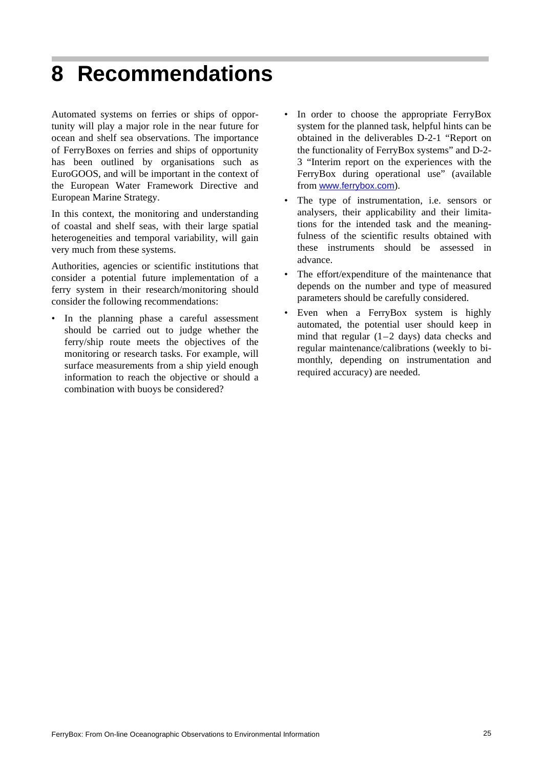# 8 Recommendations

Automated systems on ferries or ships of opportunity will play a major role in the near future for ocean and shelf sea observations. The importance of FerryBoxes on ferries and ships of opportunity has been outlined by organisations such as EuroGOOS, and will be important in the context of the European Water Framework Directive and European Marine Strategy.

In this context, the monitoring and understanding of coastal and shelf seas, with their large spatial heterogeneities and temporal variability, will gain very much from these systems.

Authorities, agencies or scientific institutions that consider a potential future implementation of a ferry system in their research/monitoring should consider the following recommendations:

- In the planning phase a careful assessment should be carried out to judge whether the ferry/ship route meets the objectives of the monitoring or research tasks. For example, will surface measurements from a ship yield enough information to reach the objective or should a combination with buoys be considered?
- In order to choose the appropriate FerryBox system for the planned task, helpful hints can be obtained in the deliverables D-2-1 "Report on the functionality of FerryBox systems" and D-2-3 "Interim report on the experiences with the FerryBox during operational use" (available from www.ferrybox.com).
- The type of instrumentation, i.e. sensors or analysers, their applicability and their limitations for the intended task and the meaningfulness of the scientific results obtained with these instruments should be assessed in advance.
- The effort/expenditure of the maintenance that depends on the number and type of measured parameters should be carefully considered.
- Even when a FerryBox system is highly automated, the potential user should keep in mind that regular (1–2 days) data checks and regular maintenance/calibrations (weekly to bi-monthly, depending on instrumentation and required accuracy) are needed.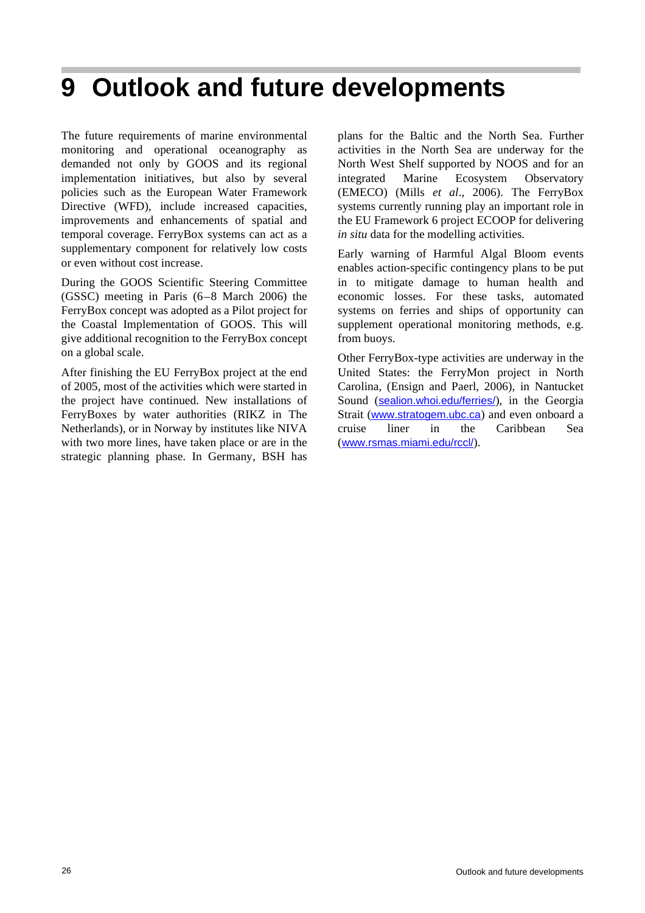# 9 Outlook and future developments

The future requirements of marine environmental monitoring and operational oceanography as demanded not only by GOOS and its regional implementation initiatives, but also by several policies such as the European Water Framework Directive (WFD), include increased capacities, improvements and enhancements of spatial and temporal coverage. FerryBox systems can act as a supplementary component for relatively low costs or even without cost increase.

During the GOOS Scientific Steering Committee (GSSC) meeting in Paris (6–8 March 2006) the FerryBox concept was adopted as a Pilot project for the Coastal Implementation of GOOS. This will give additional recognition to the FerryBox concept on a global scale.

After finishing the EU FerryBox project at the end of 2005, most of the activities which were started in the project have continued. New installations of FerryBoxes by water authorities (RIKZ in The Netherlands), or in Norway by institutes like NIVA with two more lines, have taken place or are in the strategic planning phase. In Germany, BSH has plans for the Baltic and the North Sea. Further activities in the North Sea are underway for the North West Shelf supported by NOOS and for an integrated Marine Ecosystem Observatory (EMECO) (Mills *et al*., 2006). The FerryBox systems currently running play an important role in the EU Framework 6 project ECOOP for delivering *in situ* data for the modelling activities.

Early warning of Harmful Algal Bloom events enables action-specific contingency plans to be put in to mitigate damage to human health and economic losses. For these tasks, automated systems on ferries and ships of opportunity can supplement operational monitoring methods, e.g. from buoys.

Other FerryBox-type activities are underway in the United States: the FerryMon project in North Carolina, (Ensign and Paerl, 2006), in Nantucket Sound (sealion.whoi.edu/ferries/), in the Georgia Strait (www.stratogem.ubc.ca) and even onboard a cruise liner in the Caribbean Sea (www.rsmas.miami.edu/rccl/).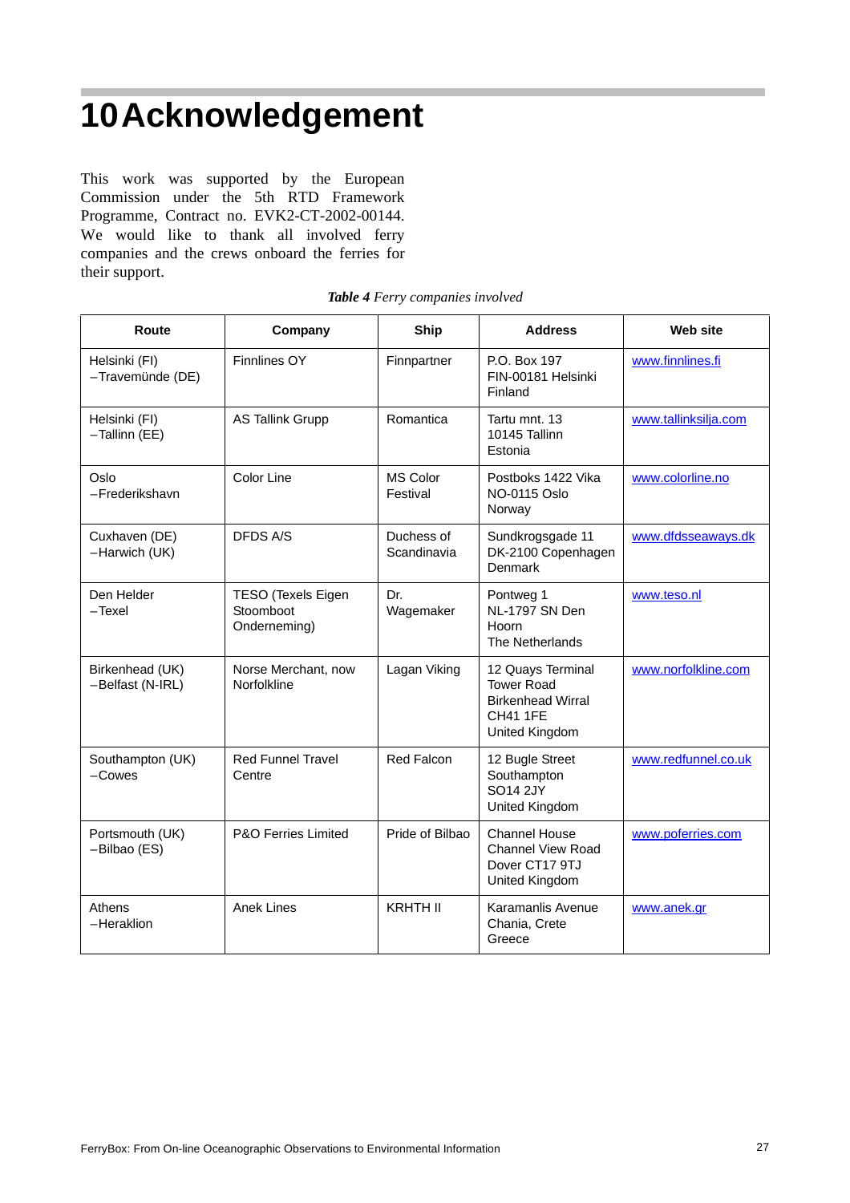# 10 Acknowledgement

This work was supported by the European Commission under the 5th RTD Framework Programme, Contract no. EVK2-CT-2002-00144. We would like to thank all involved ferry companies and the crews onboard the ferries for their support.

***Table 4*** *Ferry companies involved*

| Route | Company | Ship | Address | Web site |
|---|---|---|---|---|
| Helsinki (FI) –Travemünde (DE) | Finnlines OY | Finnpartner | P.O. Box 197 FIN-00181 Helsinki Finland | www.finnlines.fi |
| Helsinki (FI) –Tallinn (EE) | AS Tallink Grupp | Romantica | Tartu mnt. 13 10145 Tallinn Estonia | www.tallinksilja.com |
| Oslo –Frederikshavn | Color Line | MS Color Festival | Postboks 1422 Vika NO-0115 Oslo Norway | www.colorline.no |
| Cuxhaven (DE) –Harwich (UK) | DFDS A/S | Duchess of Scandinavia | Sundkrogsgade 11 DK-2100 Copenhagen Denmark | www.dfdsseaways.dk |
| Den Helder –Texel | TESO (Texels Eigen Stoomboot Onderneming) | Dr. Wagemaker | Pontweg 1 NL-1797 SN Den Hoorn The Netherlands | www.teso.nl |
| Birkenhead (UK) –Belfast (N-IRL) | Norse Merchant, now Norfolkline | Lagan Viking | 12 Quays Terminal Tower Road Birkenhead Wirral CH41 1FE United Kingdom | www.norfolkline.com |
| Southampton (UK) –Cowes | Red Funnel Travel Centre | Red Falcon | 12 Bugle Street Southampton SO14 2JY United Kingdom | www.redfunnel.co.uk |
| Portsmouth (UK) –Bilbao (ES) | P&O Ferries Limited | Pride of Bilbao | Channel House Channel View Road Dover CT17 9TJ United Kingdom | www.poferries.com |
| Athens –Heraklion | Anek Lines | KRHTH II | Karamanlis Avenue Chania, Crete Greece | www.anek.gr |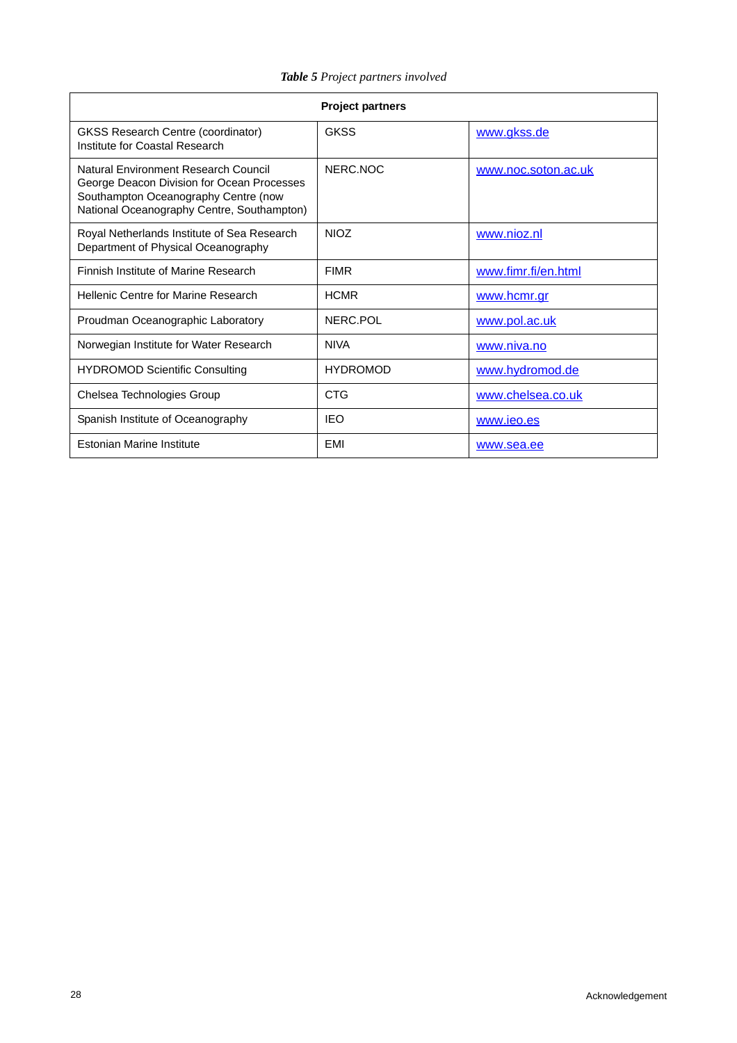***Table 5*** *Project partners involved*

| Project partners | | |
|---|---|---|
| GKSS Research Centre (coordinator) Institute for Coastal Research | GKSS | www.gkss.de |
| Natural Environment Research Council George Deacon Division for Ocean Processes Southampton Oceanography Centre (now National Oceanography Centre, Southampton) | NERC.NOC | www.noc.soton.ac.uk |
| Royal Netherlands Institute of Sea Research Department of Physical Oceanography | NIOZ | www.nioz.nl |
| Finnish Institute of Marine Research | FIMR | www.fimr.fi/en.html |
| Hellenic Centre for Marine Research | HCMR | www.hcmr.gr |
| Proudman Oceanographic Laboratory | NERC.POL | www.pol.ac.uk |
| Norwegian Institute for Water Research | NIVA | www.niva.no |
| HYDROMOD Scientific Consulting | HYDROMOD | www.hydromod.de |
| Chelsea Technologies Group | CTG | www.chelsea.co.uk |
| Spanish Institute of Oceanography | IEO | www.ieo.es |
| Estonian Marine Institute | EMI | www.sea.ee |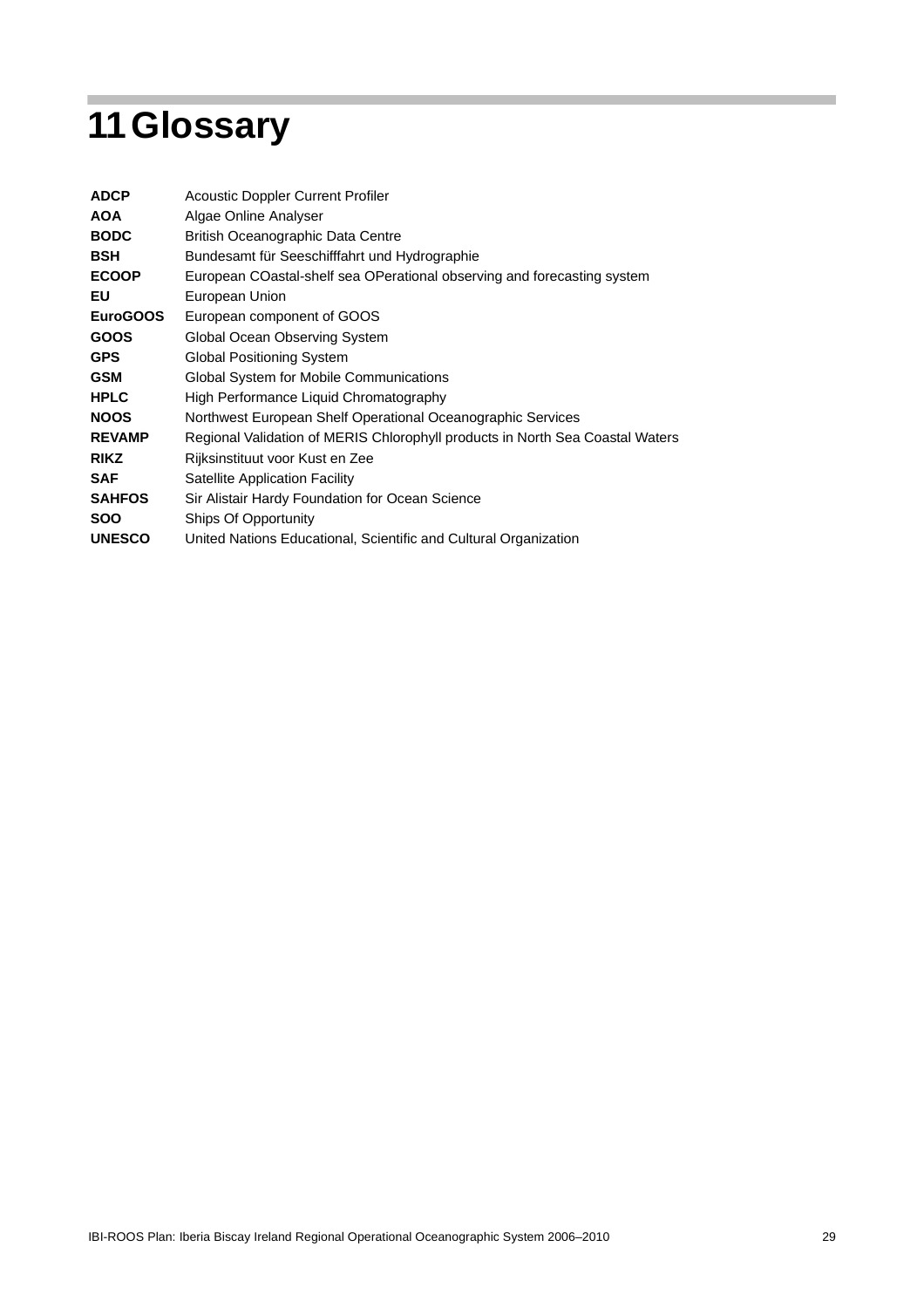# 11 Glossary

| | |
|---|---|
| **ADCP** | Acoustic Doppler Current Profiler |
| **AOA** | Algae Online Analyser |
| **BODC** | British Oceanographic Data Centre |
| **BSH** | Bundesamt für Seeschifffahrt und Hydrographie |
| **ECOOP** | European COastal-shelf sea OPerational observing and forecasting system |
| **EU** | European Union |
| **EuroGOOS** | European component of GOOS |
| **GOOS** | Global Ocean Observing System |
| **GPS** | Global Positioning System |
| **GSM** | Global System for Mobile Communications |
| **HPLC** | High Performance Liquid Chromatography |
| **NOOS** | Northwest European Shelf Operational Oceanographic Services |
| **REVAMP** | Regional Validation of MERIS Chlorophyll products in North Sea Coastal Waters |
| **RIKZ** | Rijksinstituut voor Kust en Zee |
| **SAF** | Satellite Application Facility |
| **SAHFOS** | Sir Alistair Hardy Foundation for Ocean Science |
| **SOO** | Ships Of Opportunity |
| **UNESCO** | United Nations Educational, Scientific and Cultural Organization |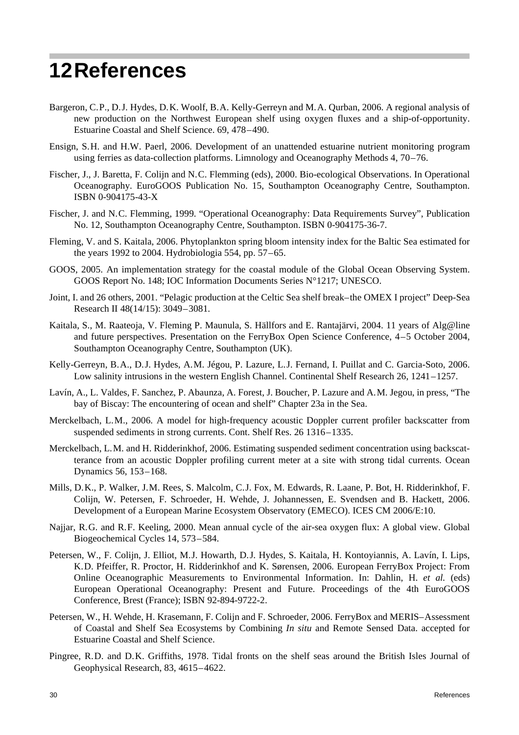# 12 References

Bargeron, C.P., D.J. Hydes, D.K. Woolf, B.A. Kelly-Gerreyn and M.A. Qurban, 2006. A regional analysis of new production on the Northwest European shelf using oxygen fluxes and a ship-of-opportunity. Estuarine Coastal and Shelf Science. 69, 478–490.

Ensign, S.H. and H.W. Paerl, 2006. Development of an unattended estuarine nutrient monitoring program using ferries as data-collection platforms. Limnology and Oceanography Methods 4, 70–76.

Fischer, J., J. Baretta, F. Colijn and N.C. Flemming (eds), 2000. Bio-ecological Observations. In Operational Oceanography. EuroGOOS Publication No. 15, Southampton Oceanography Centre, Southampton. ISBN 0-904175-43-X

Fischer, J. and N.C. Flemming, 1999. "Operational Oceanography: Data Requirements Survey", Publication No. 12, Southampton Oceanography Centre, Southampton. ISBN 0-904175-36-7.

Fleming, V. and S. Kaitala, 2006. Phytoplankton spring bloom intensity index for the Baltic Sea estimated for the years 1992 to 2004. Hydrobiologia 554, pp. 57–65.

GOOS, 2005. An implementation strategy for the coastal module of the Global Ocean Observing System. GOOS Report No. 148; IOC Information Documents Series N°1217; UNESCO.

Joint, I. and 26 others, 2001. "Pelagic production at the Celtic Sea shelf break–the OMEX I project" Deep-Sea Research II 48(14/15): 3049–3081.

Kaitala, S., M. Raateoja, V. Fleming P. Maunula, S. Hällfors and E. Rantajärvi, 2004. 11 years of Alg@line and future perspectives. Presentation on the FerryBox Open Science Conference, 4–5 October 2004, Southampton Oceanography Centre, Southampton (UK).

Kelly-Gerreyn, B.A., D.J. Hydes, A.M. Jégou, P. Lazure, L.J. Fernand, I. Puillat and C. Garcia-Soto, 2006. Low salinity intrusions in the western English Channel. Continental Shelf Research 26, 1241–1257.

Lavín, A., L. Valdes, F. Sanchez, P. Abaunza, A. Forest, J. Boucher, P. Lazure and A.M. Jegou, in press, "The bay of Biscay: The encountering of ocean and shelf" Chapter 23a in the Sea.

Merckelbach, L.M., 2006. A model for high-frequency acoustic Doppler current profiler backscatter from suspended sediments in strong currents. Cont. Shelf Res. 26 1316–1335.

Merckelbach, L.M. and H. Ridderinkhof, 2006. Estimating suspended sediment concentration using backscatterance from an acoustic Doppler profiling current meter at a site with strong tidal currents. Ocean Dynamics 56, 153–168.

Mills, D.K., P. Walker, J.M. Rees, S. Malcolm, C.J. Fox, M. Edwards, R. Laane, P. Bot, H. Ridderinkhof, F. Colijn, W. Petersen, F. Schroeder, H. Wehde, J. Johannessen, E. Svendsen and B. Hackett, 2006. Development of a European Marine Ecosystem Observatory (EMECO). ICES CM 2006/E:10.

Najjar, R.G. and R.F. Keeling, 2000. Mean annual cycle of the air-sea oxygen flux: A global view. Global Biogeochemical Cycles 14, 573–584.

Petersen, W., F. Colijn, J. Elliot, M.J. Howarth, D.J. Hydes, S. Kaitala, H. Kontoyiannis, A. Lavín, I. Lips, K.D. Pfeiffer, R. Proctor, H. Ridderinkhof and K. Sørensen, 2006. European FerryBox Project: From Online Oceanographic Measurements to Environmental Information. In: Dahlin, H. *et al.* (eds) European Operational Oceanography: Present and Future. Proceedings of the 4th EuroGOOS Conference, Brest (France); ISBN 92-894-9722-2.

Petersen, W., H. Wehde, H. Krasemann, F. Colijn and F. Schroeder, 2006. FerryBox and MERIS–Assessment of Coastal and Shelf Sea Ecosystems by Combining *In situ* and Remote Sensed Data. accepted for Estuarine Coastal and Shelf Science.

Pingree, R.D. and D.K. Griffiths, 1978. Tidal fronts on the shelf seas around the British Isles Journal of Geophysical Research, 83, 4615–4622.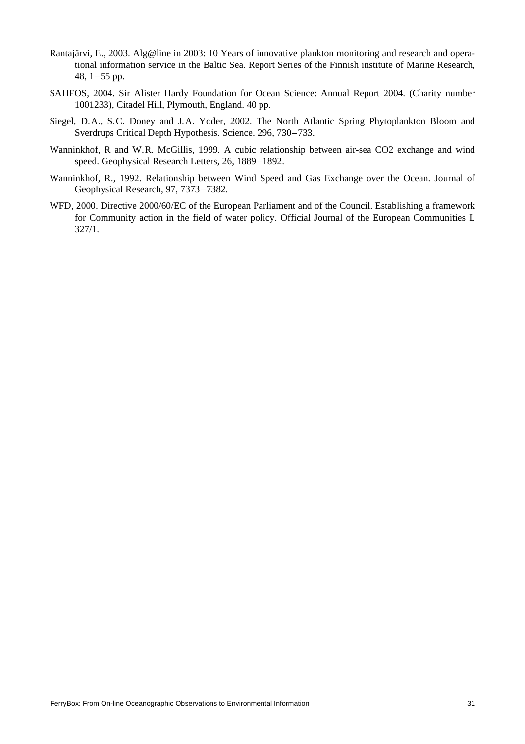Rantajärvi, E., 2003. Alg@line in 2003: 10 Years of innovative plankton monitoring and research and operational information service in the Baltic Sea. Report Series of the Finnish institute of Marine Research, 48, 1–55 pp.

SAHFOS, 2004. Sir Alister Hardy Foundation for Ocean Science: Annual Report 2004. (Charity number 1001233), Citadel Hill, Plymouth, England. 40 pp.

Siegel, D.A., S.C. Doney and J.A. Yoder, 2002. The North Atlantic Spring Phytoplankton Bloom and Sverdrups Critical Depth Hypothesis. Science. 296, 730–733.

Wanninkhof, R and W.R. McGillis, 1999. A cubic relationship between air-sea CO2 exchange and wind speed. Geophysical Research Letters, 26, 1889–1892.

Wanninkhof, R., 1992. Relationship between Wind Speed and Gas Exchange over the Ocean. Journal of Geophysical Research, 97, 7373–7382.

WFD, 2000. Directive 2000/60/EC of the European Parliament and of the Council. Establishing a framework for Community action in the field of water policy. Official Journal of the European Communities L 327/1.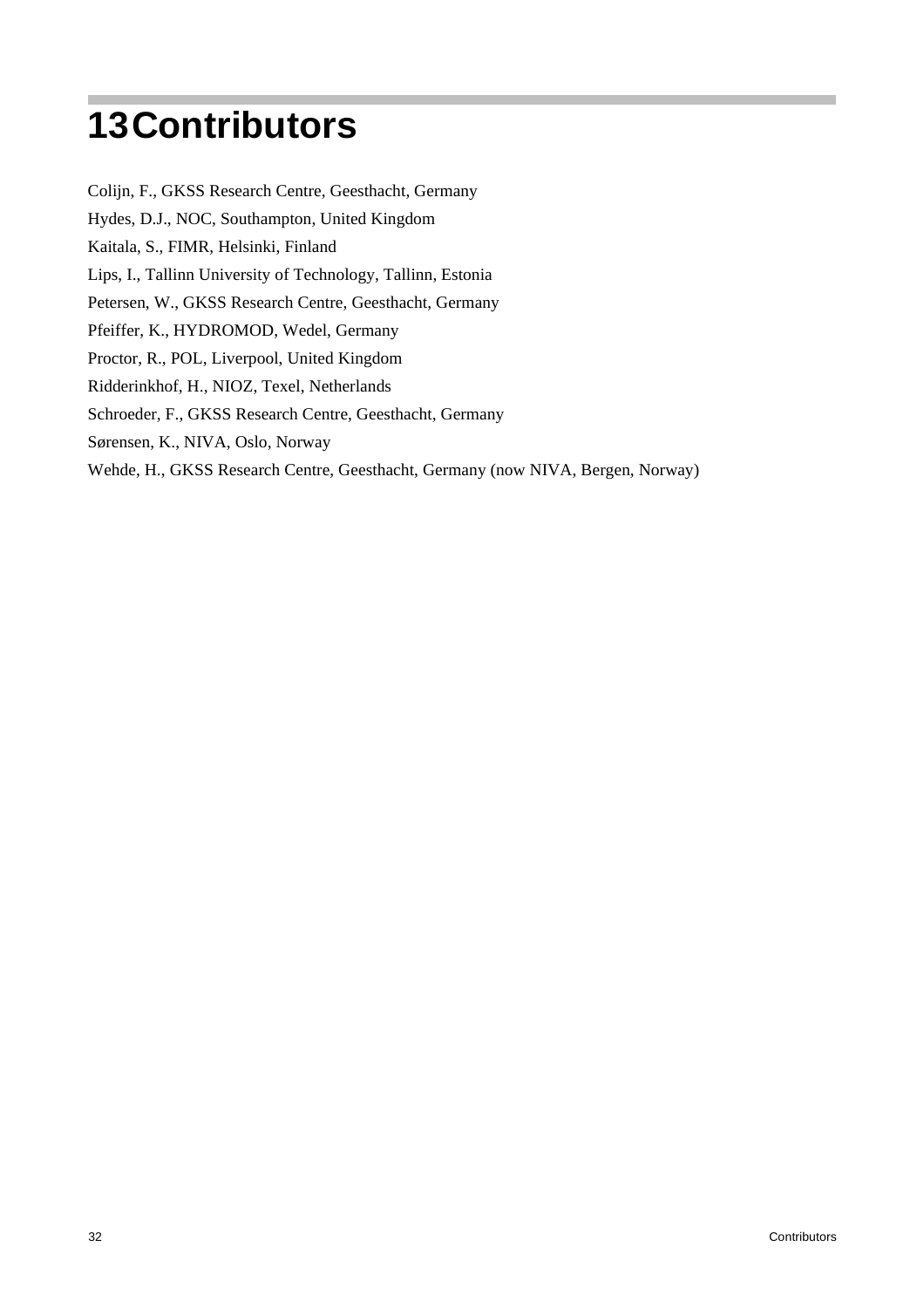# 13 Contributors

Colijn, F., GKSS Research Centre, Geesthacht, Germany

Hydes, D.J., NOC, Southampton, United Kingdom

Kaitala, S., FIMR, Helsinki, Finland

Lips, I., Tallinn University of Technology, Tallinn, Estonia

Petersen, W., GKSS Research Centre, Geesthacht, Germany

Pfeiffer, K., HYDROMOD, Wedel, Germany

Proctor, R., POL, Liverpool, United Kingdom

Ridderinkhof, H., NIOZ, Texel, Netherlands

Schroeder, F., GKSS Research Centre, Geesthacht, Germany

Sørensen, K., NIVA, Oslo, Norway

Wehde, H., GKSS Research Centre, Geesthacht, Germany (now NIVA, Bergen, Norway)